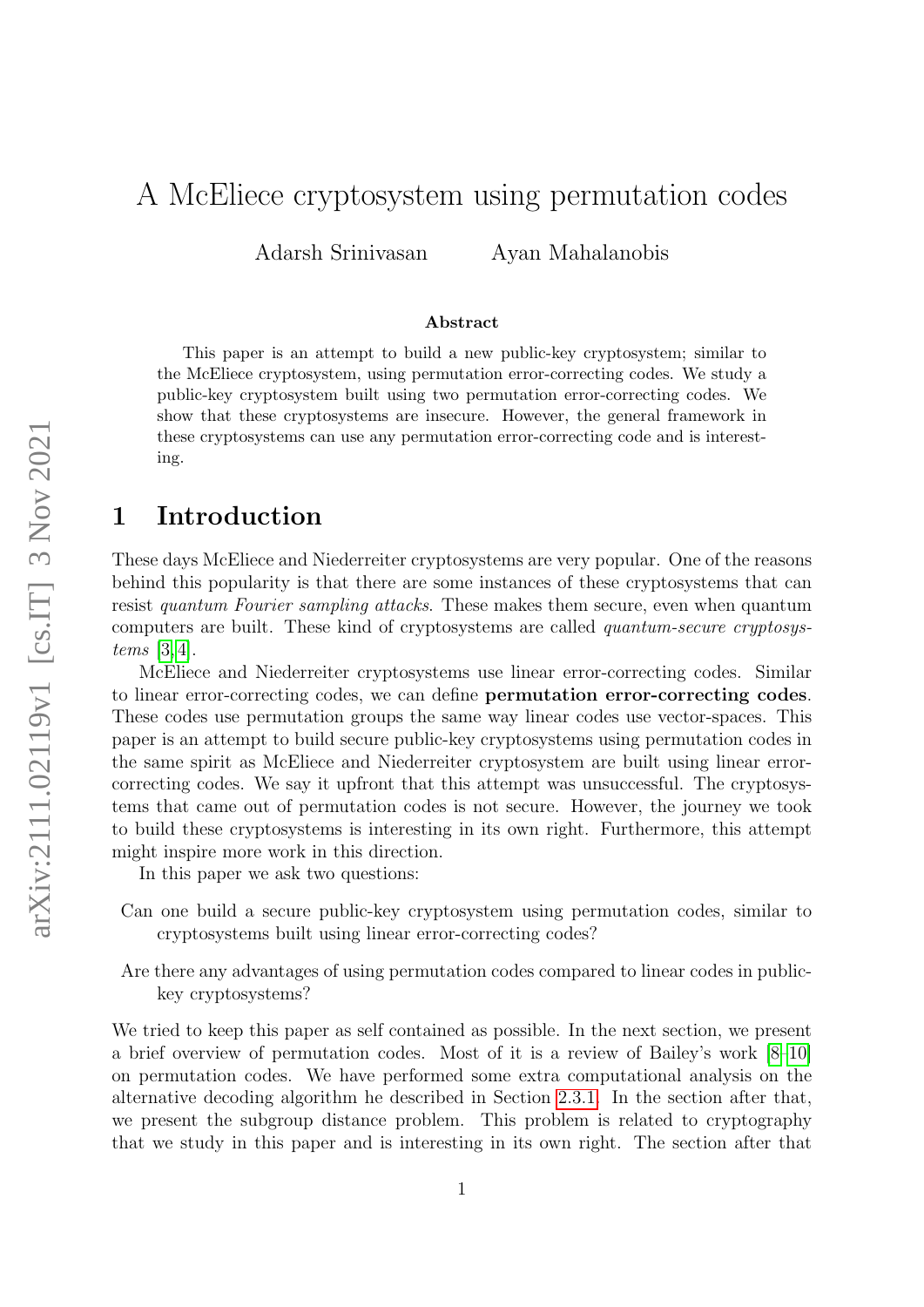# A McEliece cryptosystem using permutation codes

Adarsh Srinivasan Ayan Mahalanobis

## Abstract

This paper is an attempt to build a new public-key cryptosystem; similar to the McEliece cryptosystem, using permutation error-correcting codes. We study a public-key cryptosystem built using two permutation error-correcting codes. We show that these cryptosystems are insecure. However, the general framework in these cryptosystems can use any permutation error-correcting code and is interesting.

## 1 Introduction

These days McEliece and Niederreiter cryptosystems are very popular. One of the reasons behind this popularity is that there are some instances of these cryptosystems that can resist *quantum Fourier sampling attacks*. These makes them secure, even when quantum computers are built. These kind of cryptosystems are called *quantum-secure cryptosystems* [3,4].

McEliece and Niederreiter cryptosystems use linear error-correcting codes. Similar to linear error-correcting codes, we can define **permutation error-correcting codes**. These codes use permutation groups the same way linear codes use vector-spaces. This paper is an attempt to build secure public-key cryptosystems using permutation codes in the same spirit as McEliece and Niederreiter cryptosystem are built using linear error-correcting codes. We say it upfront that this attempt was unsuccessful. The cryptosystems that came out of permutation codes is not secure. However, the journey we took to build these cryptosystems is interesting in its own right. Furthermore, this attempt might inspire more work in this direction.

In this paper we ask two questions:

Can one build a secure public-key cryptosystem using permutation codes, similar to cryptosystems built using linear error-correcting codes?

Are there any advantages of using permutation codes compared to linear codes in public-key cryptosystems?

We tried to keep this paper as self contained as possible. In the next section, we present a brief overview of permutation codes. Most of it is a review of Bailey's work [8–10] on permutation codes. We have performed some extra computational analysis on the alternative decoding algorithm he described in Section 2.3.1. In the section after that, we present the subgroup distance problem. This problem is related to cryptography that we study in this paper and is interesting in its own right. The section after that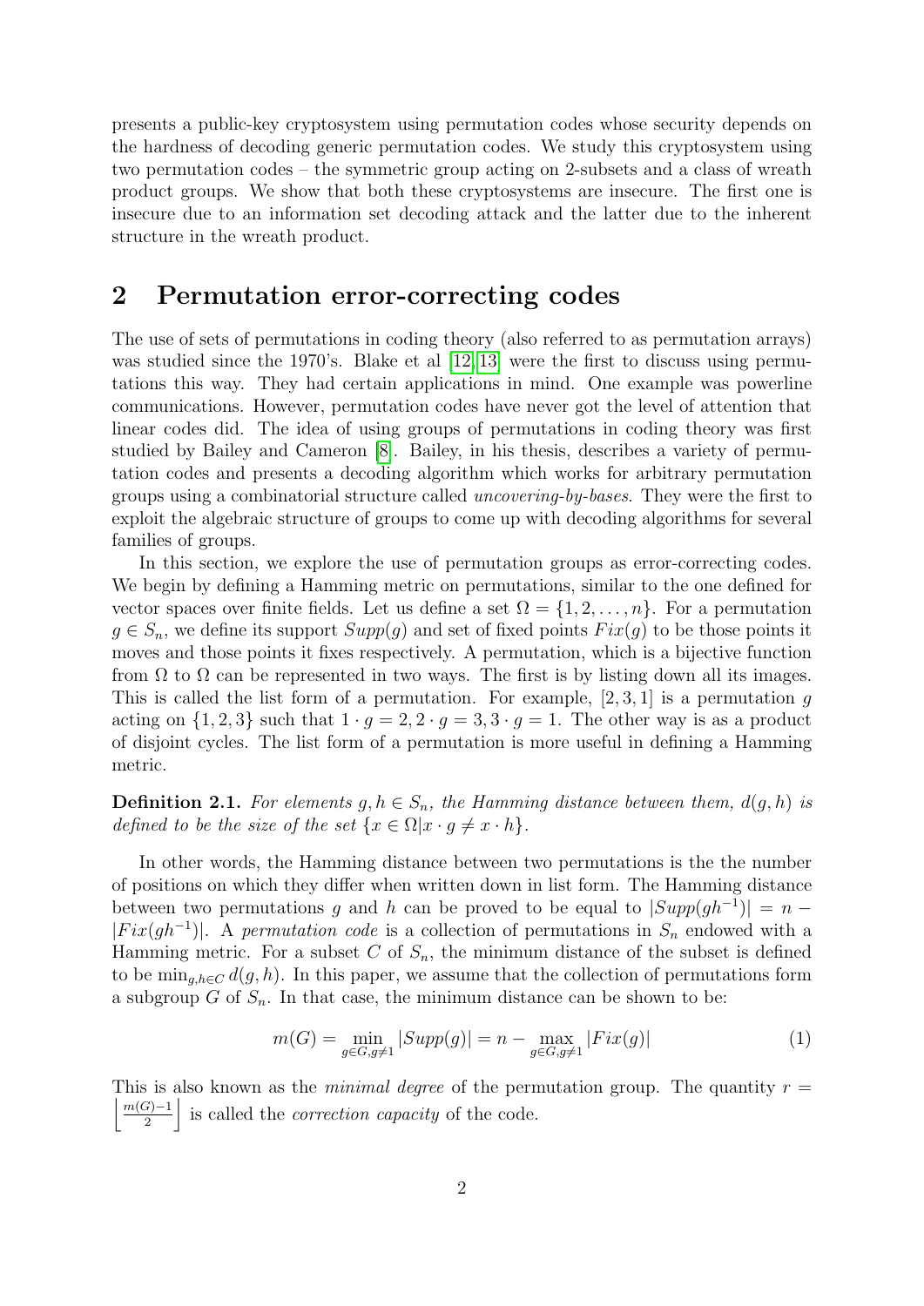presents a public-key cryptosystem using permutation codes whose security depends on the hardness of decoding generic permutation codes. We study this cryptosystem using two permutation codes – the symmetric group acting on 2-subsets and a class of wreath product groups. We show that both these cryptosystems are insecure. The first one is insecure due to an information set decoding attack and the latter due to the inherent structure in the wreath product.

## 2 Permutation error-correcting codes

The use of sets of permutations in coding theory (also referred to as permutation arrays) was studied since the 1970's. Blake et al [12, 13] were the first to discuss using permutations this way. They had certain applications in mind. One example was powerline communications. However, permutation codes have never got the level of attention that linear codes did. The idea of using groups of permutations in coding theory was first studied by Bailey and Cameron [8]. Bailey, in his thesis, describes a variety of permutation codes and presents a decoding algorithm which works for arbitrary permutation groups using a combinatorial structure called *uncovering-by-bases*. They were the first to exploit the algebraic structure of groups to come up with decoding algorithms for several families of groups.

In this section, we explore the use of permutation groups as error-correcting codes. We begin by defining a Hamming metric on permutations, similar to the one defined for vector spaces over finite fields. Let us define a set $\Omega = \{1, 2, \ldots, n\}$. For a permutation $g \in S_n$, we define its support $Supp(g)$ and set of fixed points $Fix(g)$ to be those points it moves and those points it fixes respectively. A permutation, which is a bijective function from $\Omega$ to $\Omega$ can be represented in two ways. The first is by listing down all its images. This is called the list form of a permutation. For example, $[2, 3, 1]$ is a permutation $g$ acting on $\{1, 2, 3\}$ such that $1 \cdot g = 2, 2 \cdot g = 3, 3 \cdot g = 1$. The other way is as a product of disjoint cycles. The list form of a permutation is more useful in defining a Hamming metric.

**Definition 2.1.** *For elements $g, h \in S_n$, the Hamming distance between them, $d(g, h)$ is defined to be the size of the set $\{x \in \Omega | x \cdot g \neq x \cdot h\}$.*

In other words, the Hamming distance between two permutations is the the number of positions on which they differ when written down in list form. The Hamming distance between two permutations $g$ and $h$ can be proved to be equal to $|Supp(gh^{-1})| = n - |Fix(gh^{-1})|$. A *permutation code* is a collection of permutations in $S_n$ endowed with a Hamming metric. For a subset $C$ of $S_n$, the minimum distance of the subset is defined to be $\min_{g,h \in C} d(g, h)$. In this paper, we assume that the collection of permutations form a subgroup $G$ of $S_n$. In that case, the minimum distance can be shown to be:

$$m(G) = \min_{g \in G, g \neq 1} |Supp(g)| = n - \max_{g \in G, g \neq 1} |Fix(g)| \tag{1}$$

This is also known as the *minimal degree* of the permutation group. The quantity $r = \left\lfloor \frac{m(G)-1}{2} \right\rfloor$ is called the *correction capacity* of the code.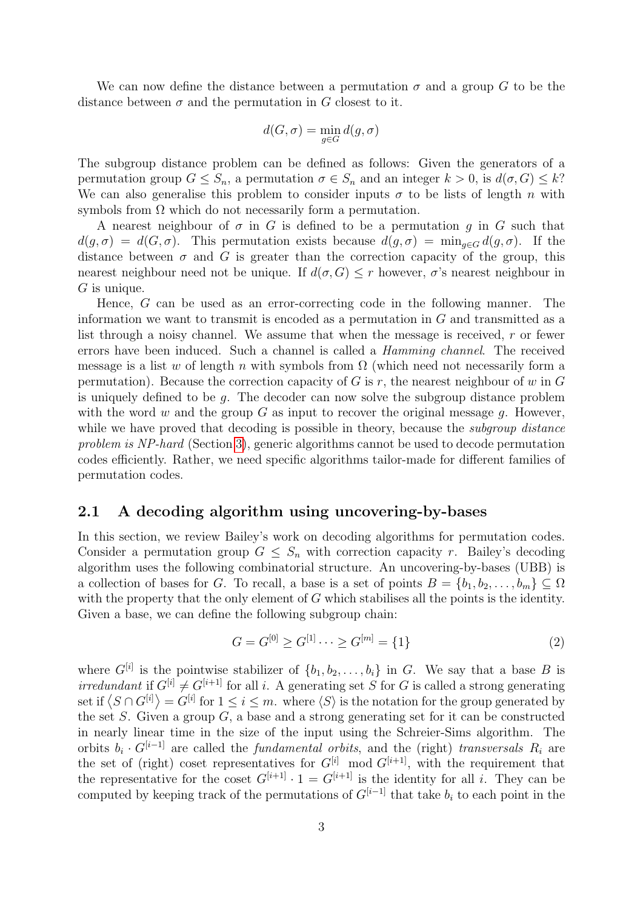We can now define the distance between a permutation $\sigma$ and a group $G$ to be the distance between $\sigma$ and the permutation in $G$ closest to it.

$$d(G, \sigma) = \min_{g \in G} d(g, \sigma)$$

The subgroup distance problem can be defined as follows: Given the generators of a permutation group $G \leq S_n$, a permutation $\sigma \in S_n$ and an integer $k > 0$, is $d(\sigma, G) \leq k$? We can also generalise this problem to consider inputs $\sigma$ to be lists of length $n$ with symbols from $\Omega$ which do not necessarily form a permutation.

A nearest neighbour of $\sigma$ in $G$ is defined to be a permutation $g$ in $G$ such that $d(g, \sigma) = d(G, \sigma)$. This permutation exists because $d(g, \sigma) = \min_{g \in G} d(g, \sigma)$. If the distance between $\sigma$ and $G$ is greater than the correction capacity of the group, this nearest neighbour need not be unique. If $d(\sigma, G) \leq r$ however, $\sigma$'s nearest neighbour in $G$ is unique.

Hence, $G$ can be used as an error-correcting code in the following manner. The information we want to transmit is encoded as a permutation in $G$ and transmitted as a list through a noisy channel. We assume that when the message is received, $r$ or fewer errors have been induced. Such a channel is called a *Hamming channel*. The received message is a list $w$ of length $n$ with symbols from $\Omega$ (which need not necessarily form a permutation). Because the correction capacity of $G$ is $r$, the nearest neighbour of $w$ in $G$ is uniquely defined to be $g$. The decoder can now solve the subgroup distance problem with the word $w$ and the group $G$ as input to recover the original message $g$. However, while we have proved that decoding is possible in theory, because the *subgroup distance problem is NP-hard* (Section 3), generic algorithms cannot be used to decode permutation codes efficiently. Rather, we need specific algorithms tailor-made for different families of permutation codes.

## 2.1 A decoding algorithm using uncovering-by-bases

In this section, we review Bailey's work on decoding algorithms for permutation codes. Consider a permutation group $G \leq S_n$ with correction capacity $r$. Bailey's decoding algorithm uses the following combinatorial structure. An uncovering-by-bases (UBB) is a collection of bases for $G$. To recall, a base is a set of points $B = \{b_1, b_2, \ldots, b_m\} \subseteq \Omega$ with the property that the only element of $G$ which stabilises all the points is the identity. Given a base, we can define the following subgroup chain:

$$G = G^{[0]} \geq G^{[1]} \cdots \geq G^{[m]} = \{1\} \tag{2}$$

where $G^{[i]}$ is the pointwise stabilizer of $\{b_1, b_2, \ldots, b_i\}$ in $G$. We say that a base $B$ is *irredundant* if $G^{[i]} \neq G^{[i+1]}$ for all $i$. A generating set $S$ for $G$ is called a strong generating set if $\langle S \cap G^{[i]} \rangle = G^{[i]}$ for $1 \leq i \leq m$. where $\langle S \rangle$ is the notation for the group generated by the set $S$. Given a group $G$, a base and a strong generating set for it can be constructed in nearly linear time in the size of the input using the Schreier-Sims algorithm. The orbits $b_i \cdot G^{[i-1]}$ are called the *fundamental orbits*, and the (right) *transversals* $R_i$ are the set of (right) coset representatives for $G^{[i]} \mod G^{[i+1]}$, with the requirement that the representative for the coset $G^{[i+1]} \cdot 1 = G^{[i+1]}$ is the identity for all $i$. They can be computed by keeping track of the permutations of $G^{[i-1]}$ that take $b_i$ to each point in the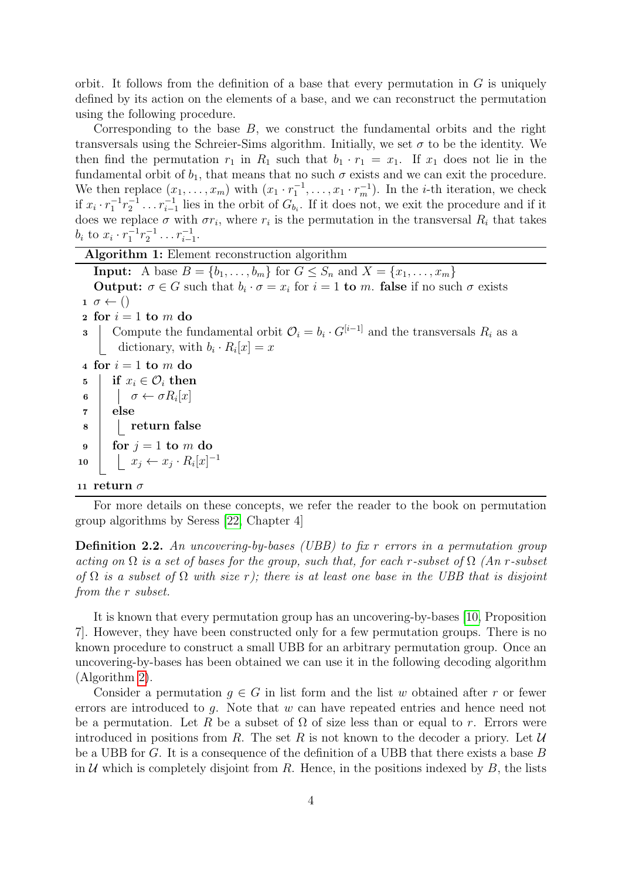orbit. It follows from the definition of a base that every permutation in $G$ is uniquely defined by its action on the elements of a base, and we can reconstruct the permutation using the following procedure.

Corresponding to the base $B$, we construct the fundamental orbits and the right transversals using the Schreier-Sims algorithm. Initially, we set $\sigma$ to be the identity. We then find the permutation $r_1$ in $R_1$ such that $b_1 \cdot r_1 = x_1$. If $x_1$ does not lie in the fundamental orbit of $b_1$, that means that no such $\sigma$ exists and we can exit the procedure. We then replace $(x_1, \dots, x_m)$ with $(x_1 \cdot r_1^{-1}, \dots, x_1 \cdot r_m^{-1})$. In the $i$-th iteration, we check if $x_i \cdot r_1^{-1} r_2^{-1} \dots r_{i-1}^{-1}$ lies in the orbit of $G_{b_i}$. If it does not, we exit the procedure and if it does we replace $\sigma$ with $\sigma r_i$, where $r_i$ is the permutation in the transversal $R_i$ that takes $b_i$ to $x_i \cdot r_1^{-1} r_2^{-1} \dots r_{i-1}^{-1}$.

**Algorithm 1:** Element reconstruction algorithm

```
    Input: A base B = {b_1, ..., b_m} for G ≤ S_n and X = {x_1, ..., x_m}
    Output: σ ∈ G such that b_i · σ = x_i for i = 1 to m. false if no such σ exists
 1  σ ← ()
 2  for i = 1 to m do
 3      Compute the fundamental orbit O_i = b_i · G^[i−1] and the transversals R_i as a
        dictionary, with b_i · R_i[x] = x
 4  for i = 1 to m do
 5      if x_i ∈ O_i then
 6          σ ← σR_i[x]
 7      else
 8          return false
 9      for j = 1 to m do
10          x_j ← x_j · R_i[x]^−1
11  return σ
```

For more details on these concepts, we refer the reader to the book on permutation group algorithms by Seress [22, Chapter 4]

**Definition 2.2.** *An uncovering-by-bases (UBB) to fix $r$ errors in a permutation group acting on $\Omega$ is a set of bases for the group, such that, for each $r$-subset of $\Omega$ (An $r$-subset of $\Omega$ is a subset of $\Omega$ with size $r$); there is at least one base in the UBB that is disjoint from the $r$ subset.*

It is known that every permutation group has an uncovering-by-bases [10, Proposition 7]. However, they have been constructed only for a few permutation groups. There is no known procedure to construct a small UBB for an arbitrary permutation group. Once an uncovering-by-bases has been obtained we can use it in the following decoding algorithm (Algorithm 2).

Consider a permutation $g \in G$ in list form and the list $w$ obtained after $r$ or fewer errors are introduced to $g$. Note that $w$ can have repeated entries and hence need not be a permutation. Let $R$ be a subset of $\Omega$ of size less than or equal to $r$. Errors were introduced in positions from $R$. The set $R$ is not known to the decoder a priory. Let $\mathcal{U}$ be a UBB for $G$. It is a consequence of the definition of a UBB that there exists a base $B$ in $\mathcal{U}$ which is completely disjoint from $R$. Hence, in the positions indexed by $B$, the lists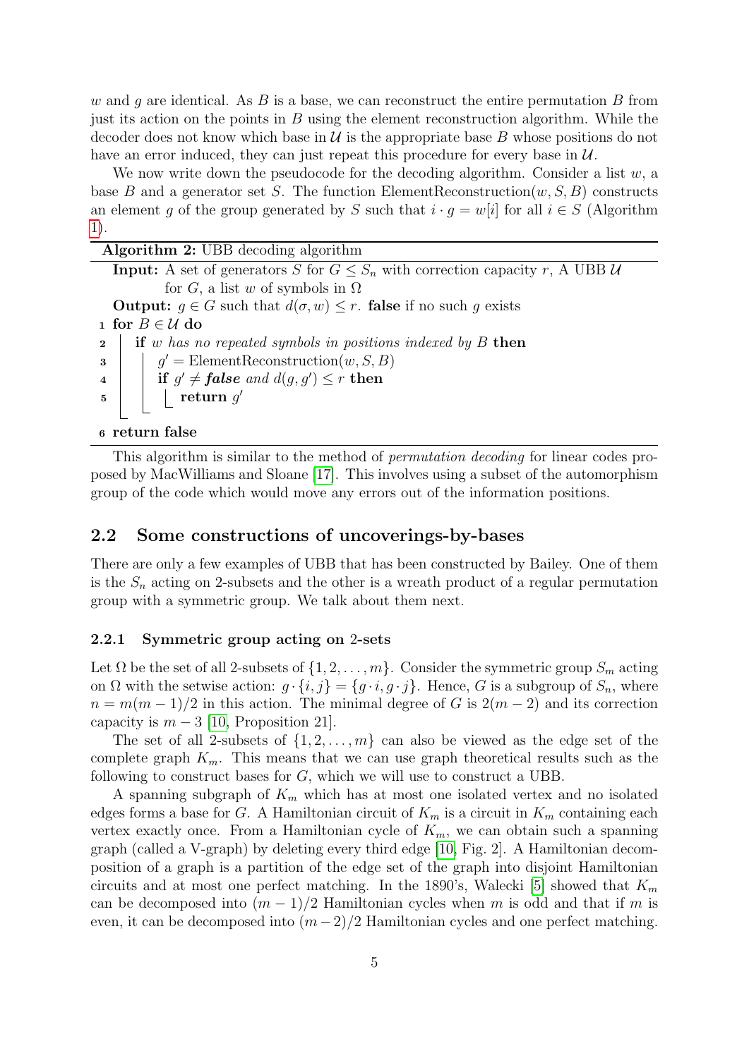$w$ and $g$ are identical. As $B$ is a base, we can reconstruct the entire permutation $B$ from just its action on the points in $B$ using the element reconstruction algorithm. While the decoder does not know which base in $\mathcal{U}$ is the appropriate base $B$ whose positions do not have an error induced, they can just repeat this procedure for every base in $\mathcal{U}$.

We now write down the pseudocode for the decoding algorithm. Consider a list $w$, a base $B$ and a generator set $S$. The function ElementReconstruction$(w, S, B)$ constructs an element $g$ of the group generated by $S$ such that $i \cdot g = w[i]$ for all $i \in S$ (Algorithm 1).

**Algorithm 2:** UBB decoding algorithm

**Input:** A set of generators $S$ for $G \leq S_n$ with correction capacity $r$, A UBB $\mathcal{U}$ for $G$, a list $w$ of symbols in $\Omega$

**Output:** $g \in G$ such that $d(\sigma, w) \leq r$. **false** if no such $g$ exists

```
1 for B ∈ U do
2     if w has no repeated symbols in positions indexed by B then
3         g' = ElementReconstruction(w, S, B)
4         if g' ≠ false and d(g, g') ≤ r then
5             return g'
6 return false
```

This algorithm is similar to the method of *permutation decoding* for linear codes proposed by MacWilliams and Sloane [17]. This involves using a subset of the automorphism group of the code which would move any errors out of the information positions.

## 2.2 Some constructions of uncoverings-by-bases

There are only a few examples of UBB that has been constructed by Bailey. One of them is the $S_n$ acting on 2-subsets and the other is a wreath product of a regular permutation group with a symmetric group. We talk about them next.

### 2.2.1 Symmetric group acting on 2-sets

Let $\Omega$ be the set of all 2-subsets of $\{1, 2, \ldots, m\}$. Consider the symmetric group $S_m$ acting on $\Omega$ with the setwise action: $g \cdot \{i, j\} = \{g \cdot i, g \cdot j\}$. Hence, $G$ is a subgroup of $S_n$, where $n = m(m-1)/2$ in this action. The minimal degree of $G$ is $2(m-2)$ and its correction capacity is $m - 3$ [10, Proposition 21].

The set of all 2-subsets of $\{1, 2, \ldots, m\}$ can also be viewed as the edge set of the complete graph $K_m$. This means that we can use graph theoretical results such as the following to construct bases for $G$, which we will use to construct a UBB.

A spanning subgraph of $K_m$ which has at most one isolated vertex and no isolated edges forms a base for $G$. A Hamiltonian circuit of $K_m$ is a circuit in $K_m$ containing each vertex exactly once. From a Hamiltonian cycle of $K_m$, we can obtain such a spanning graph (called a V-graph) by deleting every third edge [10, Fig. 2]. A Hamiltonian decomposition of a graph is a partition of the edge set of the graph into disjoint Hamiltonian circuits and at most one perfect matching. In the 1890's, Walecki [5] showed that $K_m$ can be decomposed into $(m-1)/2$ Hamiltonian cycles when $m$ is odd and that if $m$ is even, it can be decomposed into $(m-2)/2$ Hamiltonian cycles and one perfect matching.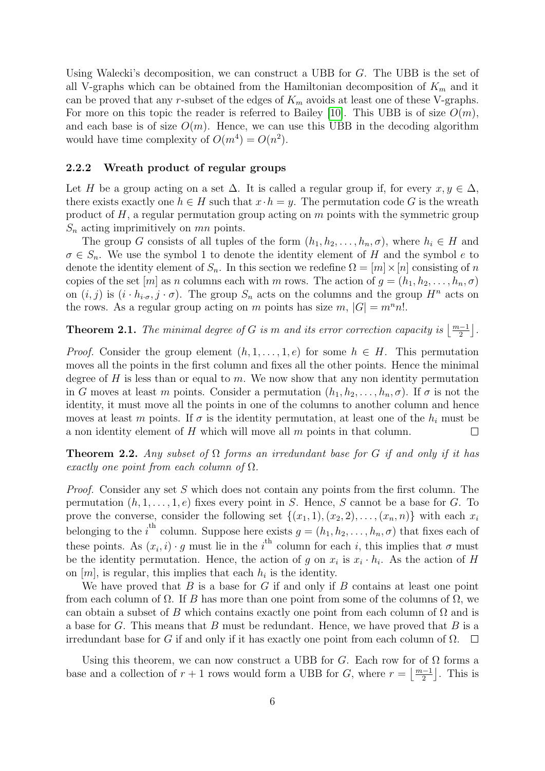Using Walecki's decomposition, we can construct a UBB for $G$. The UBB is the set of all V-graphs which can be obtained from the Hamiltonian decomposition of $K_m$ and it can be proved that any $r$-subset of the edges of $K_m$ avoids at least one of these V-graphs. For more on this topic the reader is referred to Bailey [10]. This UBB is of size $O(m)$, and each base is of size $O(m)$. Hence, we can use this UBB in the decoding algorithm would have time complexity of $O(m^4) = O(n^2)$.

### 2.2.2 Wreath product of regular groups

Let $H$ be a group acting on a set $\Delta$. It is called a regular group if, for every $x, y \in \Delta$, there exists exactly one $h \in H$ such that $x \cdot h = y$. The permutation code $G$ is the wreath product of $H$, a regular permutation group acting on $m$ points with the symmetric group $S_n$ acting imprimitively on $mn$ points.

The group $G$ consists of all tuples of the form $(h_1, h_2, \ldots, h_n, \sigma)$, where $h_i \in H$ and $\sigma \in S_n$. We use the symbol 1 to denote the identity element of $H$ and the symbol $e$ to denote the identity element of $S_n$. In this section we redefine $\Omega = [m] \times [n]$ consisting of $n$ copies of the set $[m]$ as $n$ columns each with $m$ rows. The action of $g = (h_1, h_2, \ldots, h_n, \sigma)$ on $(i, j)$ is $(i \cdot h_{i \cdot \sigma}, j \cdot \sigma)$. The group $S_n$ acts on the columns and the group $H^n$ acts on the rows. As a regular group acting on $m$ points has size $m$, $|G| = m^n n!$.

**Theorem 2.1.** *The minimal degree of $G$ is $m$ and its error correction capacity is $\left\lfloor \frac{m-1}{2} \right\rfloor$.*

*Proof.* Consider the group element $(h, 1, \ldots, 1, e)$ for some $h \in H$. This permutation moves all the points in the first column and fixes all the other points. Hence the minimal degree of $H$ is less than or equal to $m$. We now show that any non identity permutation in $G$ moves at least $m$ points. Consider a permutation $(h_1, h_2, \ldots, h_n, \sigma)$. If $\sigma$ is not the identity, it must move all the points in one of the columns to another column and hence moves at least $m$ points. If $\sigma$ is the identity permutation, at least one of the $h_i$ must be a non identity element of $H$ which will move all $m$ points in that column. $\square$

**Theorem 2.2.** *Any subset of $\Omega$ forms an irredundant base for $G$ if and only if it has exactly one point from each column of $\Omega$.*

*Proof.* Consider any set $S$ which does not contain any points from the first column. The permutation $(h, 1, \ldots, 1, e)$ fixes every point in $S$. Hence, $S$ cannot be a base for $G$. To prove the converse, consider the following set $\{(x_1, 1), (x_2, 2), \ldots, (x_n, n)\}$ with each $x_i$ belonging to the $i^{\text{th}}$ column. Suppose here exists $g = (h_1, h_2, \ldots, h_n, \sigma)$ that fixes each of these points. As $(x_i, i) \cdot g$ must lie in the $i^{\text{th}}$ column for each $i$, this implies that $\sigma$ must be the identity permutation. Hence, the action of $g$ on $x_i$ is $x_i \cdot h_i$. As the action of $H$ on $[m]$, is regular, this implies that each $h_i$ is the identity.

We have proved that $B$ is a base for $G$ if and only if $B$ contains at least one point from each column of $\Omega$. If $B$ has more than one point from some of the columns of $\Omega$, we can obtain a subset of $B$ which contains exactly one point from each column of $\Omega$ and is a base for $G$. This means that $B$ must be redundant. Hence, we have proved that $B$ is a irredundant base for $G$ if and only if it has exactly one point from each column of $\Omega$. $\square$

Using this theorem, we can now construct a UBB for $G$. Each row for of $\Omega$ forms a base and a collection of $r + 1$ rows would form a UBB for $G$, where $r = \left\lfloor \frac{m-1}{2} \right\rfloor$. This is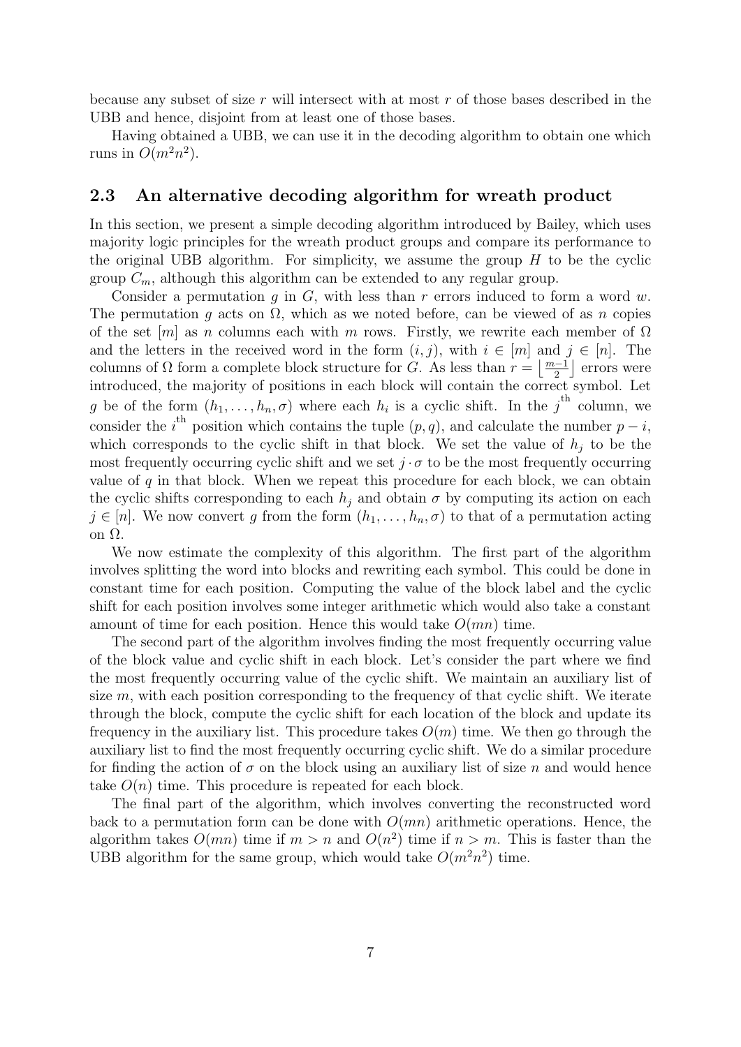because any subset of size $r$ will intersect with at most $r$ of those bases described in the UBB and hence, disjoint from at least one of those bases.

Having obtained a UBB, we can use it in the decoding algorithm to obtain one which runs in $O(m^2n^2)$.

## 2.3 An alternative decoding algorithm for wreath product

In this section, we present a simple decoding algorithm introduced by Bailey, which uses majority logic principles for the wreath product groups and compare its performance to the original UBB algorithm. For simplicity, we assume the group $H$ to be the cyclic group $C_m$, although this algorithm can be extended to any regular group.

Consider a permutation $g$ in $G$, with less than $r$ errors induced to form a word $w$. The permutation $g$ acts on $\Omega$, which as we noted before, can be viewed of as $n$ copies of the set $[m]$ as $n$ columns each with $m$ rows. Firstly, we rewrite each member of $\Omega$ and the letters in the received word in the form $(i, j)$, with $i \in [m]$ and $j \in [n]$. The columns of $\Omega$ form a complete block structure for $G$. As less than $r = \left\lfloor \frac{m-1}{2} \right\rfloor$ errors were introduced, the majority of positions in each block will contain the correct symbol. Let $g$ be of the form $(h_1, \ldots, h_n, \sigma)$ where each $h_i$ is a cyclic shift. In the $j^{\text{th}}$ column, we consider the $i^{\text{th}}$ position which contains the tuple $(p, q)$, and calculate the number $p - i$, which corresponds to the cyclic shift in that block. We set the value of $h_j$ to be the most frequently occurring cyclic shift and we set $j \cdot \sigma$ to be the most frequently occurring value of $q$ in that block. When we repeat this procedure for each block, we can obtain the cyclic shifts corresponding to each $h_j$ and obtain $\sigma$ by computing its action on each $j \in [n]$. We now convert $g$ from the form $(h_1, \ldots, h_n, \sigma)$ to that of a permutation acting on $\Omega$.

We now estimate the complexity of this algorithm. The first part of the algorithm involves splitting the word into blocks and rewriting each symbol. This could be done in constant time for each position. Computing the value of the block label and the cyclic shift for each position involves some integer arithmetic which would also take a constant amount of time for each position. Hence this would take $O(mn)$ time.

The second part of the algorithm involves finding the most frequently occurring value of the block value and cyclic shift in each block. Let's consider the part where we find the most frequently occurring value of the cyclic shift. We maintain an auxiliary list of size $m$, with each position corresponding to the frequency of that cyclic shift. We iterate through the block, compute the cyclic shift for each location of the block and update its frequency in the auxiliary list. This procedure takes $O(m)$ time. We then go through the auxiliary list to find the most frequently occurring cyclic shift. We do a similar procedure for finding the action of $\sigma$ on the block using an auxiliary list of size $n$ and would hence take $O(n)$ time. This procedure is repeated for each block.

The final part of the algorithm, which involves converting the reconstructed word back to a permutation form can be done with $O(mn)$ arithmetic operations. Hence, the algorithm takes $O(mn)$ time if $m > n$ and $O(n^2)$ time if $n > m$. This is faster than the UBB algorithm for the same group, which would take $O(m^2n^2)$ time.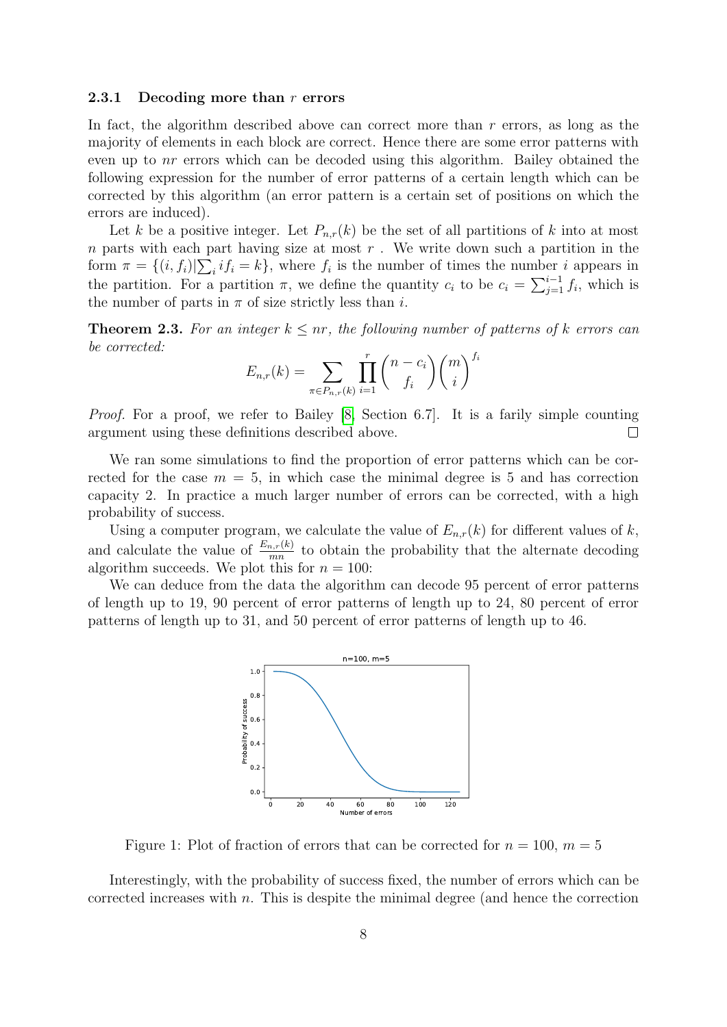### 2.3.1 Decoding more than $r$ errors

In fact, the algorithm described above can correct more than $r$ errors, as long as the majority of elements in each block are correct. Hence there are some error patterns with even up to $nr$ errors which can be decoded using this algorithm. Bailey obtained the following expression for the number of error patterns of a certain length which can be corrected by this algorithm (an error pattern is a certain set of positions on which the errors are induced).

Let $k$ be a positive integer. Let $P_{n,r}(k)$ be the set of all partitions of $k$ into at most $n$ parts with each part having size at most $r$ . We write down such a partition in the form $\pi = \{(i, f_i) | \sum_i i f_i = k\}$, where $f_i$ is the number of times the number $i$ appears in the partition. For a partition $\pi$, we define the quantity $c_i$ to be $c_i = \sum_{j=1}^{i-1} f_i$, which is the number of parts in $\pi$ of size strictly less than $i$.

**Theorem 2.3.** *For an integer $k \leq nr$, the following number of patterns of $k$ errors can be corrected:*

$$E_{n,r}(k) = \sum_{\pi \in P_{n,r}(k)} \prod_{i=1}^{r} \binom{n - c_i}{f_i} \binom{m}{i}^{f_i}$$

*Proof.* For a proof, we refer to Bailey [8, Section 6.7]. It is a farily simple counting argument using these definitions described above. ☐

We ran some simulations to find the proportion of error patterns which can be corrected for the case $m = 5$, in which case the minimal degree is 5 and has correction capacity 2. In practice a much larger number of errors can be corrected, with a high probability of success.

Using a computer program, we calculate the value of $E_{n,r}(k)$ for different values of $k$, and calculate the value of $\frac{E_{n,r}(k)}{mn}$ to obtain the probability that the alternate decoding algorithm succeeds. We plot this for $n = 100$:

We can deduce from the data the algorithm can decode 95 percent of error patterns of length up to 19, 90 percent of error patterns of length up to 24, 80 percent of error patterns of length up to 31, and 50 percent of error patterns of length up to 46.

Figure 1: Plot of fraction of errors that can be corrected for $n = 100$, $m = 5$

Interestingly, with the probability of success fixed, the number of errors which can be corrected increases with $n$. This is despite the minimal degree (and hence the correction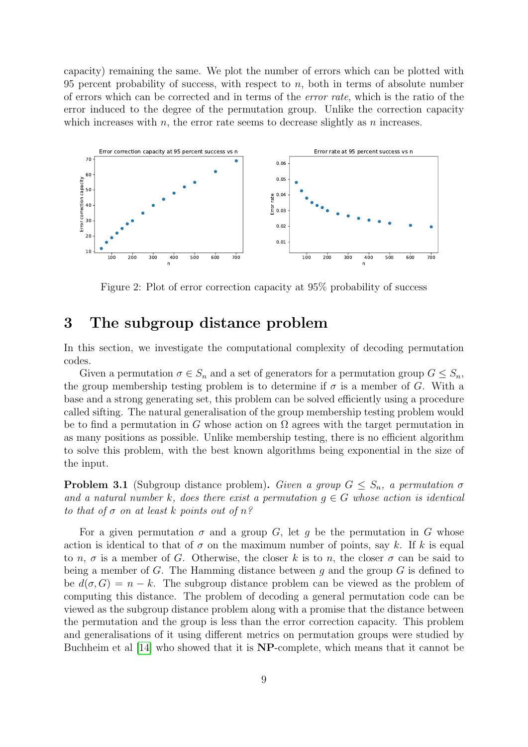capacity) remaining the same. We plot the number of errors which can be plotted with 95 percent probability of success, with respect to $n$, both in terms of absolute number of errors which can be corrected and in terms of the *error rate*, which is the ratio of the error induced to the degree of the permutation group. Unlike the correction capacity which increases with $n$, the error rate seems to decrease slightly as $n$ increases.

Figure 2: Plot of error correction capacity at 95% probability of success

# 3 The subgroup distance problem

In this section, we investigate the computational complexity of decoding permutation codes.

Given a permutation $\sigma \in S_n$ and a set of generators for a permutation group $G \leq S_n$, the group membership testing problem is to determine if $\sigma$ is a member of $G$. With a base and a strong generating set, this problem can be solved efficiently using a procedure called sifting. The natural generalisation of the group membership testing problem would be to find a permutation in $G$ whose action on $\Omega$ agrees with the target permutation in as many positions as possible. Unlike membership testing, there is no efficient algorithm to solve this problem, with the best known algorithms being exponential in the size of the input.

**Problem 3.1** (Subgroup distance problem). *Given a group $G \leq S_n$, a permutation $\sigma$ and a natural number $k$, does there exist a permutation $g \in G$ whose action is identical to that of $\sigma$ on at least $k$ points out of $n$?*

For a given permutation $\sigma$ and a group $G$, let $g$ be the permutation in $G$ whose action is identical to that of $\sigma$ on the maximum number of points, say $k$. If $k$ is equal to $n$, $\sigma$ is a member of $G$. Otherwise, the closer $k$ is to $n$, the closer $\sigma$ can be said to being a member of $G$. The Hamming distance between $g$ and the group $G$ is defined to be $d(\sigma, G) = n - k$. The subgroup distance problem can be viewed as the problem of computing this distance. The problem of decoding a general permutation code can be viewed as the subgroup distance problem along with a promise that the distance between the permutation and the group is less than the error correction capacity. This problem and generalisations of it using different metrics on permutation groups were studied by Buchheim et al [14] who showed that it is **NP**-complete, which means that it cannot be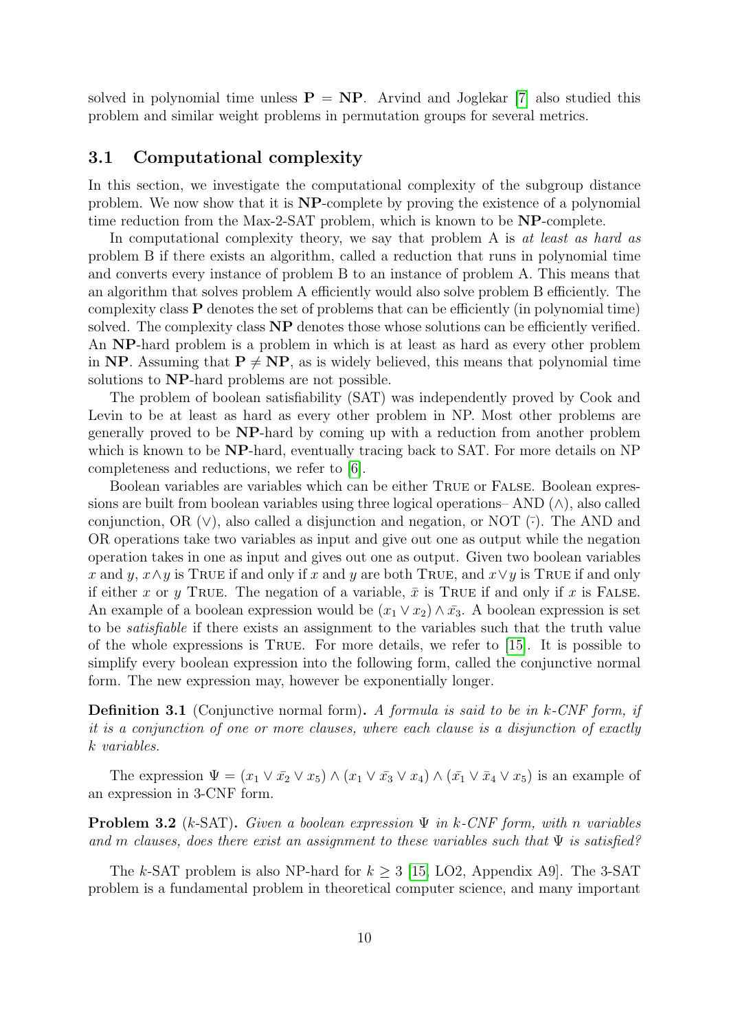solved in polynomial time unless $\mathbf{P} = \mathbf{NP}$. Arvind and Joglekar [7] also studied this problem and similar weight problems in permutation groups for several metrics.

## 3.1 Computational complexity

In this section, we investigate the computational complexity of the subgroup distance problem. We now show that it is **NP**-complete by proving the existence of a polynomial time reduction from the Max-2-SAT problem, which is known to be **NP**-complete.

In computational complexity theory, we say that problem A is *at least as hard as* problem B if there exists an algorithm, called a reduction that runs in polynomial time and converts every instance of problem B to an instance of problem A. This means that an algorithm that solves problem A efficiently would also solve problem B efficiently. The complexity class **P** denotes the set of problems that can be efficiently (in polynomial time) solved. The complexity class **NP** denotes those whose solutions can be efficiently verified. An **NP**-hard problem is a problem in which is at least as hard as every other problem in **NP**. Assuming that $\mathbf{P} \neq \mathbf{NP}$, as is widely believed, this means that polynomial time solutions to **NP**-hard problems are not possible.

The problem of boolean satisfiability (SAT) was independently proved by Cook and Levin to be at least as hard as every other problem in NP. Most other problems are generally proved to be **NP**-hard by coming up with a reduction from another problem which is known to be **NP**-hard, eventually tracing back to SAT. For more details on NP completeness and reductions, we refer to [6].

Boolean variables are variables which can be either True or False. Boolean expressions are built from boolean variables using three logical operations– AND ($\wedge$), also called conjunction, OR ($\vee$), also called a disjunction and negation, or NOT ($\bar{\cdot}$). The AND and OR operations take two variables as input and give out one as output while the negation operation takes in one as input and gives out one as output. Given two boolean variables $x$ and $y$, $x \wedge y$ is True if and only if $x$ and $y$ are both True, and $x \vee y$ is True if and only if either $x$ or $y$ True. The negation of a variable, $\bar{x}$ is True if and only if $x$ is False. An example of a boolean expression would be $(x_1 \vee x_2) \wedge \bar{x_3}$. A boolean expression is set to be *satisfiable* if there exists an assignment to the variables such that the truth value of the whole expressions is True. For more details, we refer to [15]. It is possible to simplify every boolean expression into the following form, called the conjunctive normal form. The new expression may, however be exponentially longer.

**Definition 3.1** (Conjunctive normal form)**.** *A formula is said to be in k-CNF form, if it is a conjunction of one or more clauses, where each clause is a disjunction of exactly k variables.*

The expression $\Psi = (x_1 \vee \bar{x_2} \vee x_5) \wedge (x_1 \vee \bar{x_3} \vee x_4) \wedge (\bar{x_1} \vee \bar{x}_4 \vee x_5)$ is an example of an expression in 3-CNF form.

**Problem 3.2** ($k$-SAT)**.** *Given a boolean expression $\Psi$ in $k$-CNF form, with $n$ variables and $m$ clauses, does there exist an assignment to these variables such that $\Psi$ is satisfied?*

The $k$-SAT problem is also NP-hard for $k \geq 3$ [15, LO2, Appendix A9]. The 3-SAT problem is a fundamental problem in theoretical computer science, and many important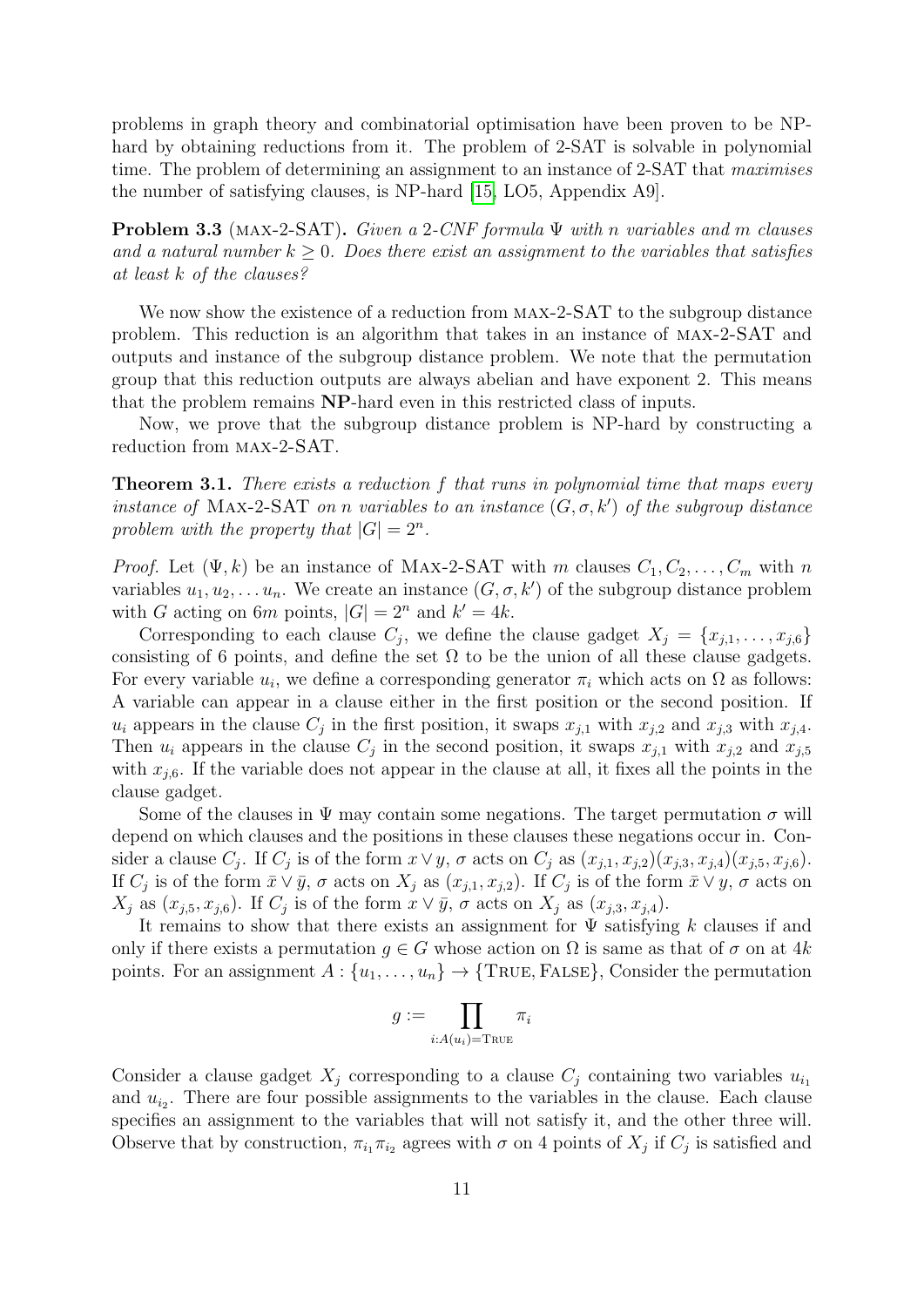problems in graph theory and combinatorial optimisation have been proven to be NP-hard by obtaining reductions from it. The problem of 2-SAT is solvable in polynomial time. The problem of determining an assignment to an instance of 2-SAT that *maximises* the number of satisfying clauses, is NP-hard [15, LO5, Appendix A9].

**Problem 3.3** (MAX-2-SAT)**.** *Given a 2-CNF formula $\Psi$ with $n$ variables and $m$ clauses and a natural number $k \geq 0$. Does there exist an assignment to the variables that satisfies at least $k$ of the clauses?*

We now show the existence of a reduction from MAX-2-SAT to the subgroup distance problem. This reduction is an algorithm that takes in an instance of MAX-2-SAT and outputs and instance of the subgroup distance problem. We note that the permutation group that this reduction outputs are always abelian and have exponent 2. This means that the problem remains **NP**-hard even in this restricted class of inputs.

Now, we prove that the subgroup distance problem is NP-hard by constructing a reduction from MAX-2-SAT.

**Theorem 3.1.** *There exists a reduction $f$ that runs in polynomial time that maps every instance of* MAX-2-SAT *on $n$ variables to an instance $(G, \sigma, k')$ of the subgroup distance problem with the property that $|G| = 2^n$.*

*Proof.* Let $(\Psi, k)$ be an instance of MAX-2-SAT with $m$ clauses $C_1, C_2, \dots, C_m$ with $n$ variables $u_1, u_2, \dots u_n$. We create an instance $(G, \sigma, k')$ of the subgroup distance problem with $G$ acting on $6m$ points, $|G| = 2^n$ and $k' = 4k$.

Corresponding to each clause $C_j$, we define the clause gadget $X_j = \{x_{j,1}, \dots, x_{j,6}\}$ consisting of 6 points, and define the set $\Omega$ to be the union of all these clause gadgets. For every variable $u_i$, we define a corresponding generator $\pi_i$ which acts on $\Omega$ as follows: A variable can appear in a clause either in the first position or the second position. If $u_i$ appears in the clause $C_j$ in the first position, it swaps $x_{j,1}$ with $x_{j,2}$ and $x_{j,3}$ with $x_{j,4}$. Then $u_i$ appears in the clause $C_j$ in the second position, it swaps $x_{j,1}$ with $x_{j,2}$ and $x_{j,5}$ with $x_{j,6}$. If the variable does not appear in the clause at all, it fixes all the points in the clause gadget.

Some of the clauses in $\Psi$ may contain some negations. The target permutation $\sigma$ will depend on which clauses and the positions in these clauses these negations occur in. Consider a clause $C_j$. If $C_j$ is of the form $x \vee y$, $\sigma$ acts on $C_j$ as $(x_{j,1}, x_{j,2})(x_{j,3}, x_{j,4})(x_{j,5}, x_{j,6})$. If $C_j$ is of the form $\bar{x} \vee \bar{y}$, $\sigma$ acts on $X_j$ as $(x_{j,1}, x_{j,2})$. If $C_j$ is of the form $\bar{x} \vee y$, $\sigma$ acts on $X_j$ as $(x_{j,5}, x_{j,6})$. If $C_j$ is of the form $x \vee \bar{y}$, $\sigma$ acts on $X_j$ as $(x_{j,3}, x_{j,4})$.

It remains to show that there exists an assignment for $\Psi$ satisfying $k$ clauses if and only if there exists a permutation $g \in G$ whose action on $\Omega$ is same as that of $\sigma$ on at $4k$ points. For an assignment $A : \{u_1, \dots, u_n\} \to \{\text{TRUE}, \text{FALSE}\}$, Consider the permutation

$$g := \prod_{i : A(u_i) = \text{TRUE}} \pi_i$$

Consider a clause gadget $X_j$ corresponding to a clause $C_j$ containing two variables $u_{i_1}$ and $u_{i_2}$. There are four possible assignments to the variables in the clause. Each clause specifies an assignment to the variables that will not satisfy it, and the other three will. Observe that by construction, $\pi_{i_1}\pi_{i_2}$ agrees with $\sigma$ on 4 points of $X_j$ if $C_j$ is satisfied and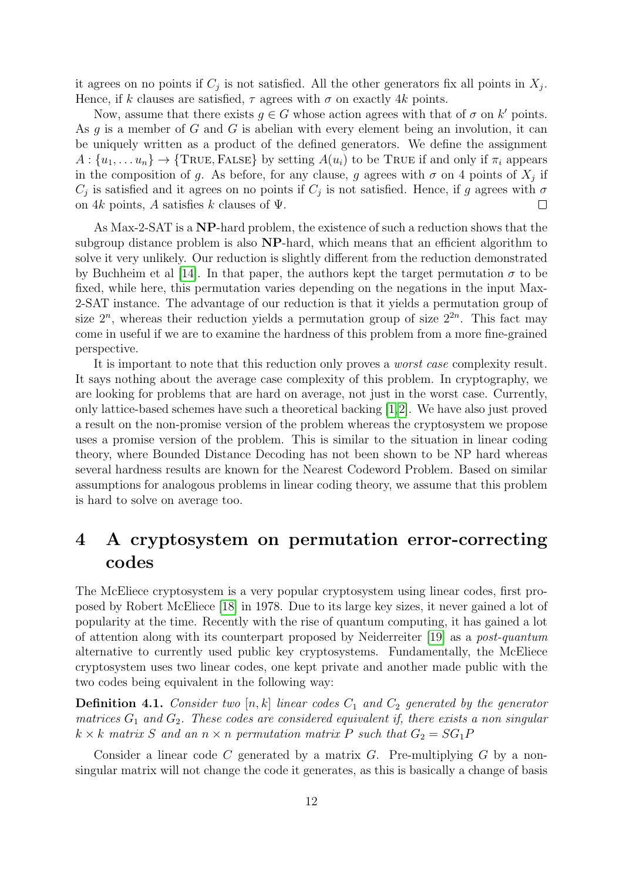it agrees on no points if $C_j$ is not satisfied. All the other generators fix all points in $X_j$. Hence, if $k$ clauses are satisfied, $\tau$ agrees with $\sigma$ on exactly $4k$ points.

Now, assume that there exists $g \in G$ whose action agrees with that of $\sigma$ on $k'$ points. As $g$ is a member of $G$ and $G$ is abelian with every element being an involution, it can be uniquely written as a product of the defined generators. We define the assignment $A : \{u_1, \dots u_n\} \to \{\text{TRUE}, \text{FALSE}\}$ by setting $A(u_i)$ to be TRUE if and only if $\pi_i$ appears in the composition of $g$. As before, for any clause, $g$ agrees with $\sigma$ on 4 points of $X_j$ if $C_j$ is satisfied and it agrees on no points if $C_j$ is not satisfied. Hence, if $g$ agrees with $\sigma$ on $4k$ points, $A$ satisfies $k$ clauses of $\Psi$. $\square$

As Max-2-SAT is a **NP**-hard problem, the existence of such a reduction shows that the subgroup distance problem is also **NP**-hard, which means that an efficient algorithm to solve it very unlikely. Our reduction is slightly different from the reduction demonstrated by Buchheim et al [14]. In that paper, the authors kept the target permutation $\sigma$ to be fixed, while here, this permutation varies depending on the negations in the input Max-2-SAT instance. The advantage of our reduction is that it yields a permutation group of size $2^n$, whereas their reduction yields a permutation group of size $2^{2n}$. This fact may come in useful if we are to examine the hardness of this problem from a more fine-grained perspective.

It is important to note that this reduction only proves a *worst case* complexity result. It says nothing about the average case complexity of this problem. In cryptography, we are looking for problems that are hard on average, not just in the worst case. Currently, only lattice-based schemes have such a theoretical backing [1,2]. We have also just proved a result on the non-promise version of the problem whereas the cryptosystem we propose uses a promise version of the problem. This is similar to the situation in linear coding theory, where Bounded Distance Decoding has not been shown to be NP hard whereas several hardness results are known for the Nearest Codeword Problem. Based on similar assumptions for analogous problems in linear coding theory, we assume that this problem is hard to solve on average too.

# 4 A cryptosystem on permutation error-correcting codes

The McEliece cryptosystem is a very popular cryptosystem using linear codes, first proposed by Robert McEliece [18] in 1978. Due to its large key sizes, it never gained a lot of popularity at the time. Recently with the rise of quantum computing, it has gained a lot of attention along with its counterpart proposed by Neiderreiter [19] as a *post-quantum* alternative to currently used public key cryptosystems. Fundamentally, the McEliece cryptosystem uses two linear codes, one kept private and another made public with the two codes being equivalent in the following way:

**Definition 4.1.** *Consider two $[n, k]$ linear codes $C_1$ and $C_2$ generated by the generator matrices $G_1$ and $G_2$. These codes are considered equivalent if, there exists a non singular $k \times k$ matrix $S$ and an $n \times n$ permutation matrix $P$ such that $G_2 = SG_1P$*

Consider a linear code $C$ generated by a matrix $G$. Pre-multiplying $G$ by a non-singular matrix will not change the code it generates, as this is basically a change of basis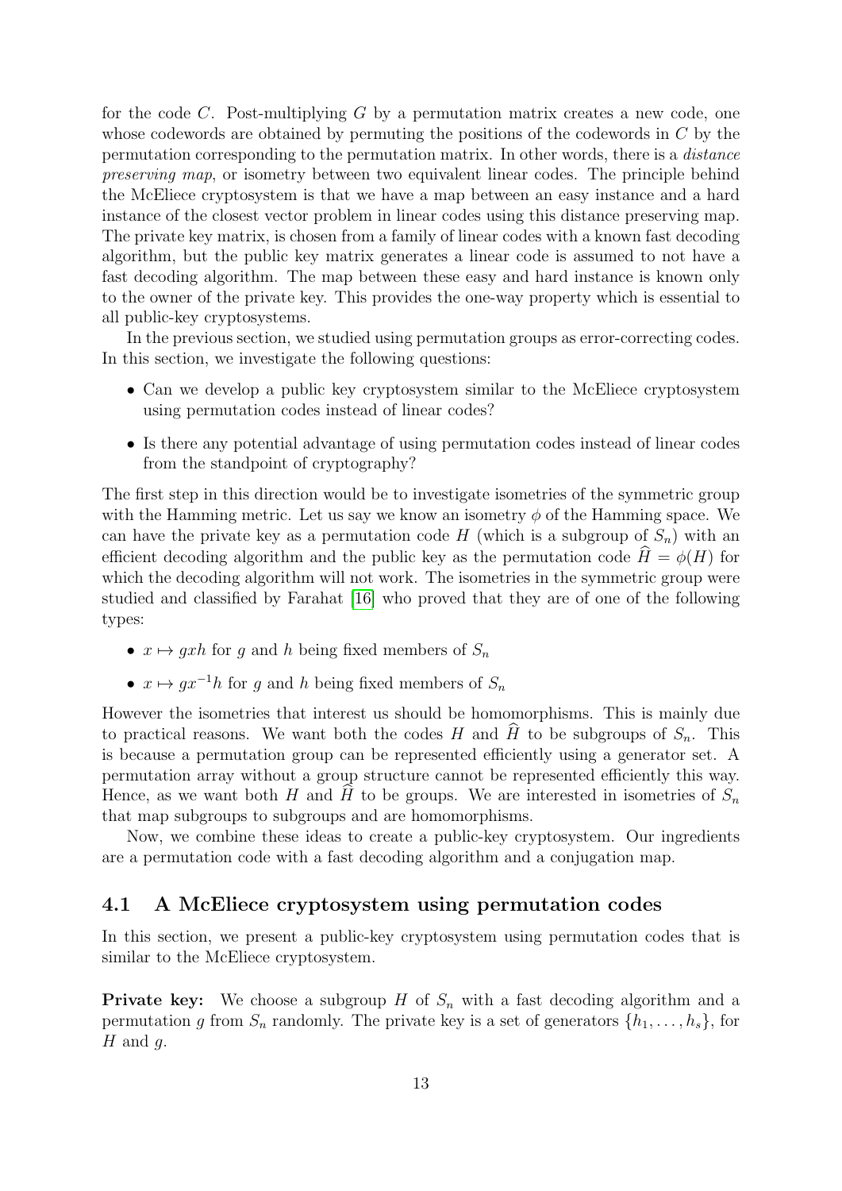for the code $C$. Post-multiplying $G$ by a permutation matrix creates a new code, one whose codewords are obtained by permuting the positions of the codewords in $C$ by the permutation corresponding to the permutation matrix. In other words, there is a *distance preserving map*, or isometry between two equivalent linear codes. The principle behind the McEliece cryptosystem is that we have a map between an easy instance and a hard instance of the closest vector problem in linear codes using this distance preserving map. The private key matrix, is chosen from a family of linear codes with a known fast decoding algorithm, but the public key matrix generates a linear code is assumed to not have a fast decoding algorithm. The map between these easy and hard instance is known only to the owner of the private key. This provides the one-way property which is essential to all public-key cryptosystems.

In the previous section, we studied using permutation groups as error-correcting codes. In this section, we investigate the following questions:

- Can we develop a public key cryptosystem similar to the McEliece cryptosystem using permutation codes instead of linear codes?
- Is there any potential advantage of using permutation codes instead of linear codes from the standpoint of cryptography?

The first step in this direction would be to investigate isometries of the symmetric group with the Hamming metric. Let us say we know an isometry $\phi$ of the Hamming space. We can have the private key as a permutation code $H$ (which is a subgroup of $S_n$) with an efficient decoding algorithm and the public key as the permutation code $\widehat{H} = \phi(H)$ for which the decoding algorithm will not work. The isometries in the symmetric group were studied and classified by Farahat [16] who proved that they are of one of the following types:

- $x \mapsto gxh$ for $g$ and $h$ being fixed members of $S_n$
- $x \mapsto gx^{-1}h$ for $g$ and $h$ being fixed members of $S_n$

However the isometries that interest us should be homomorphisms. This is mainly due to practical reasons. We want both the codes $H$ and $\widehat{H}$ to be subgroups of $S_n$. This is because a permutation group can be represented efficiently using a generator set. A permutation array without a group structure cannot be represented efficiently this way. Hence, as we want both $H$ and $\widehat{H}$ to be groups. We are interested in isometries of $S_n$ that map subgroups to subgroups and are homomorphisms.

Now, we combine these ideas to create a public-key cryptosystem. Our ingredients are a permutation code with a fast decoding algorithm and a conjugation map.

## 4.1 A McEliece cryptosystem using permutation codes

In this section, we present a public-key cryptosystem using permutation codes that is similar to the McEliece cryptosystem.

**Private key:** We choose a subgroup $H$ of $S_n$ with a fast decoding algorithm and a permutation $g$ from $S_n$ randomly. The private key is a set of generators $\{h_1, \ldots, h_s\}$, for $H$ and $g$.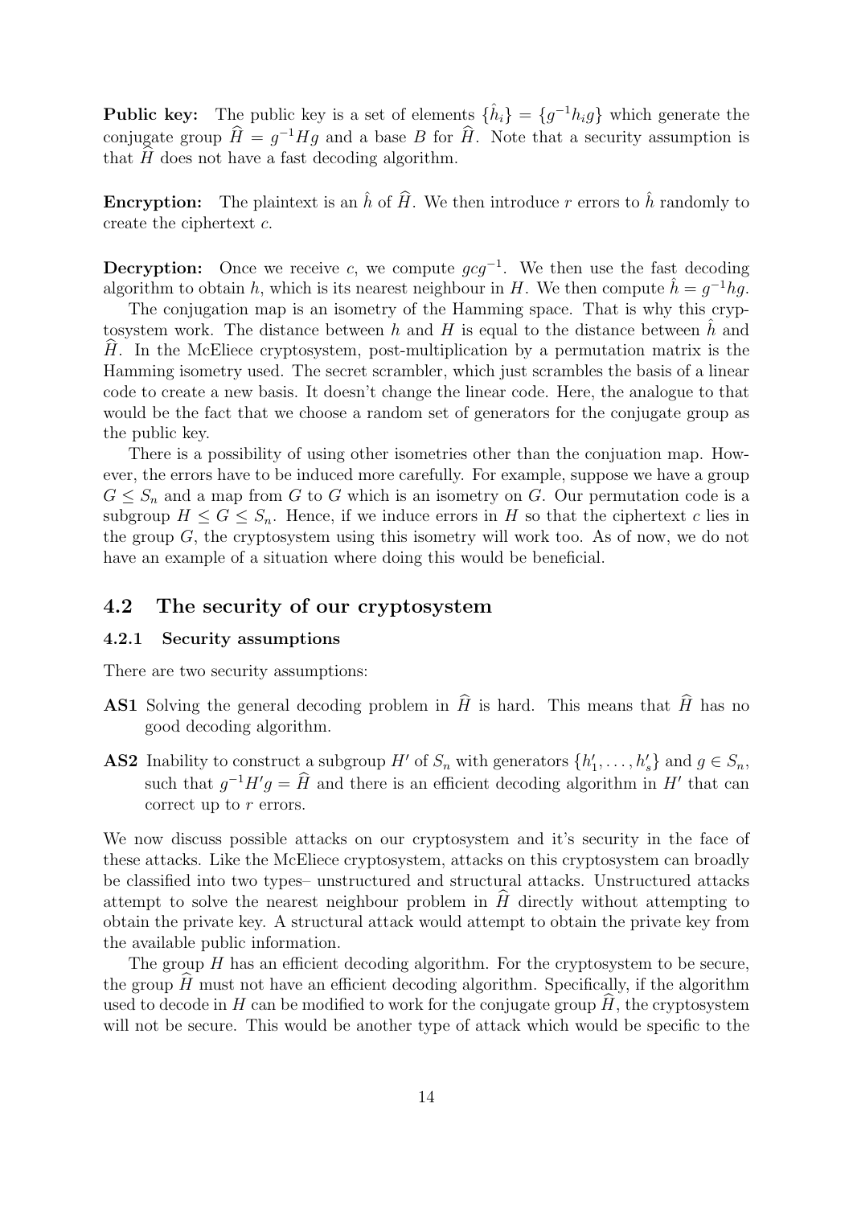**Public key:** The public key is a set of elements $\{\hat{h}_i\} = \{g^{-1}h_i g\}$ which generate the conjugate group $\widehat{H} = g^{-1}Hg$ and a base $B$ for $\widehat{H}$. Note that a security assumption is that $\widehat{H}$ does not have a fast decoding algorithm.

**Encryption:** The plaintext is an $\hat{h}$ of $\widehat{H}$. We then introduce $r$ errors to $\hat{h}$ randomly to create the ciphertext $c$.

**Decryption:** Once we receive $c$, we compute $gcg^{-1}$. We then use the fast decoding algorithm to obtain $h$, which is its nearest neighbour in $H$. We then compute $\hat{h} = g^{-1}hg$.

The conjugation map is an isometry of the Hamming space. That is why this cryptosystem work. The distance between $h$ and $H$ is equal to the distance between $\hat{h}$ and $\widehat{H}$. In the McEliece cryptosystem, post-multiplication by a permutation matrix is the Hamming isometry used. The secret scrambler, which just scrambles the basis of a linear code to create a new basis. It doesn't change the linear code. Here, the analogue to that would be the fact that we choose a random set of generators for the conjugate group as the public key.

There is a possibility of using other isometries other than the conjuation map. However, the errors have to be induced more carefully. For example, suppose we have a group $G \leq S_n$ and a map from $G$ to $G$ which is an isometry on $G$. Our permutation code is a subgroup $H \leq G \leq S_n$. Hence, if we induce errors in $H$ so that the ciphertext $c$ lies in the group $G$, the cryptosystem using this isometry will work too. As of now, we do not have an example of a situation where doing this would be beneficial.

## 4.2 The security of our cryptosystem

### 4.2.1 Security assumptions

There are two security assumptions:

**AS1** Solving the general decoding problem in $\widehat{H}$ is hard. This means that $\widehat{H}$ has no good decoding algorithm.

**AS2** Inability to construct a subgroup $H'$ of $S_n$ with generators $\{h'_1, \ldots, h'_s\}$ and $g \in S_n$, such that $g^{-1}H'g = \widehat{H}$ and there is an efficient decoding algorithm in $H'$ that can correct up to $r$ errors.

We now discuss possible attacks on our cryptosystem and it's security in the face of these attacks. Like the McEliece cryptosystem, attacks on this cryptosystem can broadly be classified into two types– unstructured and structural attacks. Unstructured attacks attempt to solve the nearest neighbour problem in $\widehat{H}$ directly without attempting to obtain the private key. A structural attack would attempt to obtain the private key from the available public information.

The group $H$ has an efficient decoding algorithm. For the cryptosystem to be secure, the group $\widehat{H}$ must not have an efficient decoding algorithm. Specifically, if the algorithm used to decode in $H$ can be modified to work for the conjugate group $\widehat{H}$, the cryptosystem will not be secure. This would be another type of attack which would be specific to the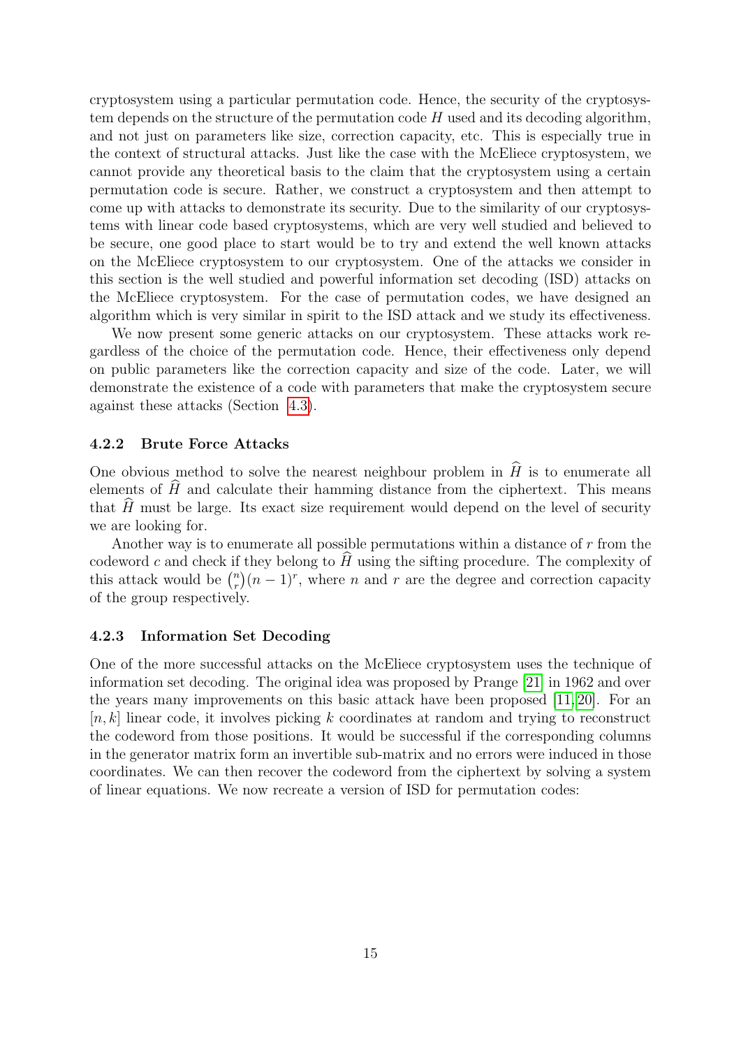cryptosystem using a particular permutation code. Hence, the security of the cryptosystem depends on the structure of the permutation code $H$ used and its decoding algorithm, and not just on parameters like size, correction capacity, etc. This is especially true in the context of structural attacks. Just like the case with the McEliece cryptosystem, we cannot provide any theoretical basis to the claim that the cryptosystem using a certain permutation code is secure. Rather, we construct a cryptosystem and then attempt to come up with attacks to demonstrate its security. Due to the similarity of our cryptosystems with linear code based cryptosystems, which are very well studied and believed to be secure, one good place to start would be to try and extend the well known attacks on the McEliece cryptosystem to our cryptosystem. One of the attacks we consider in this section is the well studied and powerful information set decoding (ISD) attacks on the McEliece cryptosystem. For the case of permutation codes, we have designed an algorithm which is very similar in spirit to the ISD attack and we study its effectiveness.

We now present some generic attacks on our cryptosystem. These attacks work regardless of the choice of the permutation code. Hence, their effectiveness only depend on public parameters like the correction capacity and size of the code. Later, we will demonstrate the existence of a code with parameters that make the cryptosystem secure against these attacks (Section 4.3).

### 4.2.2 Brute Force Attacks

One obvious method to solve the nearest neighbour problem in $\widehat{H}$ is to enumerate all elements of $\widehat{H}$ and calculate their hamming distance from the ciphertext. This means that $\widehat{H}$ must be large. Its exact size requirement would depend on the level of security we are looking for.

Another way is to enumerate all possible permutations within a distance of $r$ from the codeword $c$ and check if they belong to $\widehat{H}$ using the sifting procedure. The complexity of this attack would be $\binom{n}{r}(n-1)^r$, where $n$ and $r$ are the degree and correction capacity of the group respectively.

### 4.2.3 Information Set Decoding

One of the more successful attacks on the McEliece cryptosystem uses the technique of information set decoding. The original idea was proposed by Prange [21] in 1962 and over the years many improvements on this basic attack have been proposed [11,20]. For an $[n, k]$ linear code, it involves picking $k$ coordinates at random and trying to reconstruct the codeword from those positions. It would be successful if the corresponding columns in the generator matrix form an invertible sub-matrix and no errors were induced in those coordinates. We can then recover the codeword from the ciphertext by solving a system of linear equations. We now recreate a version of ISD for permutation codes: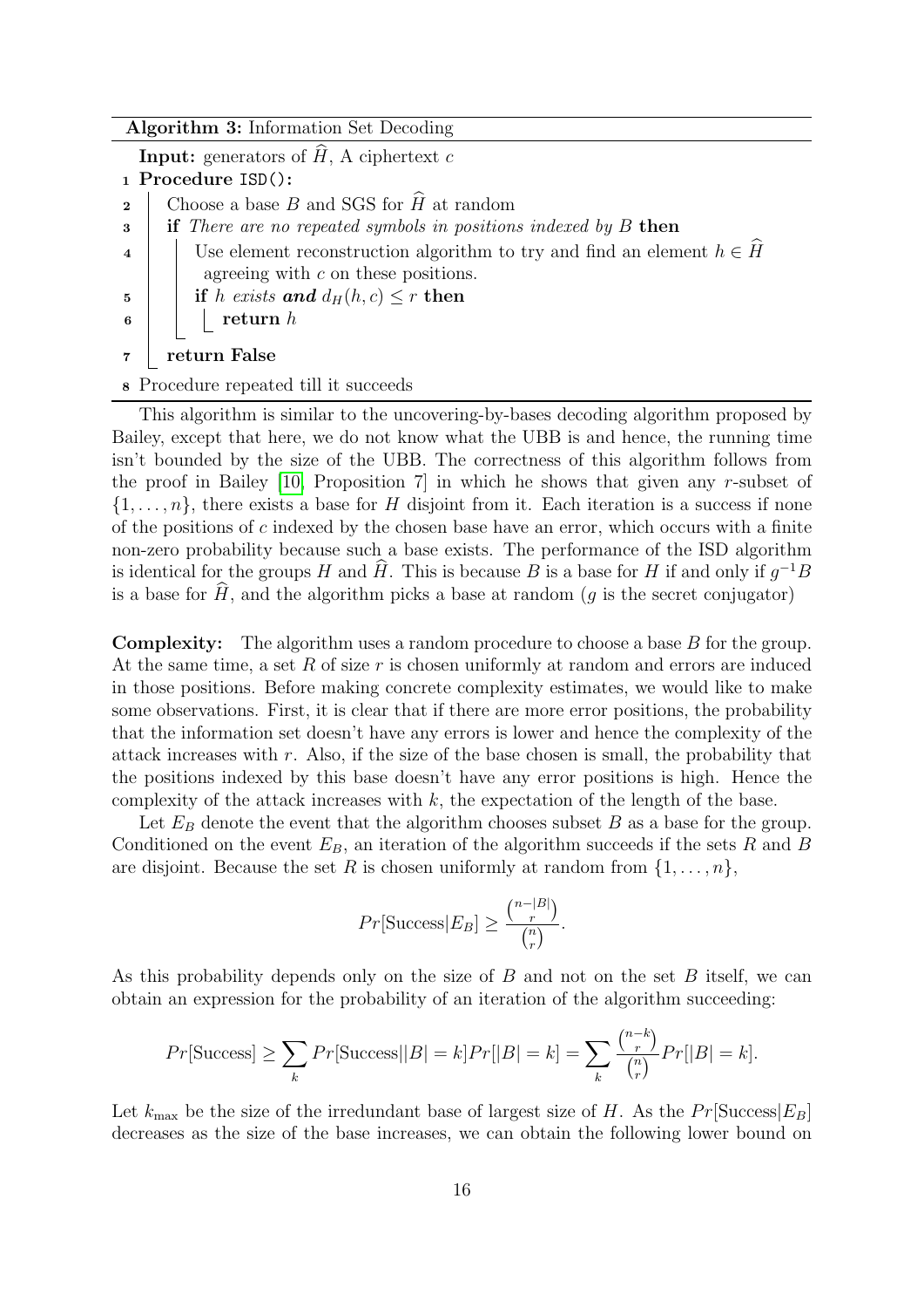**Algorithm 3:** Information Set Decoding

```
   Input: generators of Ĥ, A ciphertext c
1  Procedure ISD():
2      Choose a base B and SGS for Ĥ at random
3      if There are no repeated symbols in positions indexed by B then
4          Use element reconstruction algorithm to try and find an element h ∈ Ĥ
             agreeing with c on these positions.
5          if h exists and d_H(h, c) ≤ r then
6              return h
7      return False
8  Procedure repeated till it succeeds
```

This algorithm is similar to the uncovering-by-bases decoding algorithm proposed by Bailey, except that here, we do not know what the UBB is and hence, the running time isn't bounded by the size of the UBB. The correctness of this algorithm follows from the proof in Bailey [10, Proposition 7] in which he shows that given any $r$-subset of $\{1, \ldots, n\}$, there exists a base for $H$ disjoint from it. Each iteration is a success if none of the positions of $c$ indexed by the chosen base have an error, which occurs with a finite non-zero probability because such a base exists. The performance of the ISD algorithm is identical for the groups $H$ and $\widehat{H}$. This is because $B$ is a base for $H$ if and only if $g^{-1}B$ is a base for $\widehat{H}$, and the algorithm picks a base at random ($g$ is the secret conjugator)

**Complexity:** The algorithm uses a random procedure to choose a base $B$ for the group. At the same time, a set $R$ of size $r$ is chosen uniformly at random and errors are induced in those positions. Before making concrete complexity estimates, we would like to make some observations. First, it is clear that if there are more error positions, the probability that the information set doesn't have any errors is lower and hence the complexity of the attack increases with $r$. Also, if the size of the base chosen is small, the probability that the positions indexed by this base doesn't have any error positions is high. Hence the complexity of the attack increases with $k$, the expectation of the length of the base.

Let $E_B$ denote the event that the algorithm chooses subset $B$ as a base for the group. Conditioned on the event $E_B$, an iteration of the algorithm succeeds if the sets $R$ and $B$ are disjoint. Because the set $R$ is chosen uniformly at random from $\{1, \ldots, n\}$,

$$Pr[\text{Success}|E_B] \geq \frac{\binom{n-|B|}{r}}{\binom{n}{r}}.$$

As this probability depends only on the size of $B$ and not on the set $B$ itself, we can obtain an expression for the probability of an iteration of the algorithm succeeding:

$$Pr[\text{Success}] \geq \sum_k Pr[\text{Success}||B| = k] Pr[|B| = k] = \sum_k \frac{\binom{n-k}{r}}{\binom{n}{r}} Pr[|B| = k].$$

Let $k_{\max}$ be the size of the irredundant base of largest size of $H$. As the $Pr[\text{Success}|E_B]$ decreases as the size of the base increases, we can obtain the following lower bound on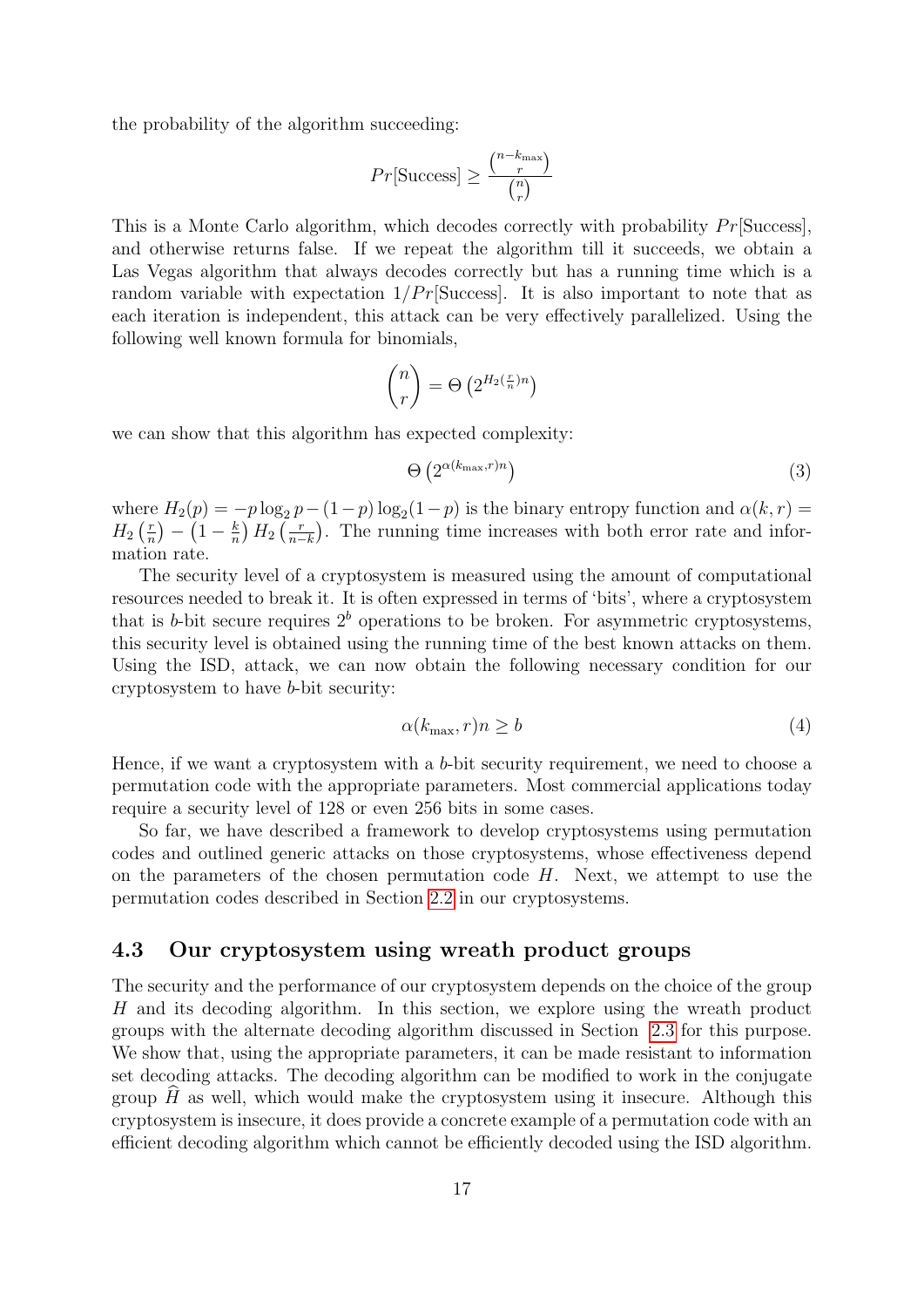the probability of the algorithm succeeding:

$$Pr[\text{Success}] \geq \frac{\binom{n-k_{\max}}{r}}{\binom{n}{r}}$$

This is a Monte Carlo algorithm, which decodes correctly with probability $Pr[\text{Success}]$, and otherwise returns false. If we repeat the algorithm till it succeeds, we obtain a Las Vegas algorithm that always decodes correctly but has a running time which is a random variable with expectation $1/Pr[\text{Success}]$. It is also important to note that as each iteration is independent, this attack can be very effectively parallelized. Using the following well known formula for binomials,

$$\binom{n}{r} = \Theta\left(2^{H_2(\frac{r}{n})n}\right)$$

we can show that this algorithm has expected complexity:

$$\Theta\left(2^{\alpha(k_{\max},r)n}\right) \tag{3}$$

where $H_2(p) = -p\log_2 p - (1-p)\log_2(1-p)$ is the binary entropy function and $\alpha(k,r) = H_2\left(\frac{r}{n}\right) - \left(1 - \frac{k}{n}\right) H_2\left(\frac{r}{n-k}\right)$. The running time increases with both error rate and information rate.

The security level of a cryptosystem is measured using the amount of computational resources needed to break it. It is often expressed in terms of 'bits', where a cryptosystem that is $b$-bit secure requires $2^b$ operations to be broken. For asymmetric cryptosystems, this security level is obtained using the running time of the best known attacks on them. Using the ISD, attack, we can now obtain the following necessary condition for our cryptosystem to have $b$-bit security:

$$\alpha(k_{\max}, r)n \geq b \tag{4}$$

Hence, if we want a cryptosystem with a $b$-bit security requirement, we need to choose a permutation code with the appropriate parameters. Most commercial applications today require a security level of 128 or even 256 bits in some cases.

So far, we have described a framework to develop cryptosystems using permutation codes and outlined generic attacks on those cryptosystems, whose effectiveness depend on the parameters of the chosen permutation code $H$. Next, we attempt to use the permutation codes described in Section 2.2 in our cryptosystems.

### 4.3 Our cryptosystem using wreath product groups

The security and the performance of our cryptosystem depends on the choice of the group $H$ and its decoding algorithm. In this section, we explore using the wreath product groups with the alternate decoding algorithm discussed in Section 2.3 for this purpose. We show that, using the appropriate parameters, it can be made resistant to information set decoding attacks. The decoding algorithm can be modified to work in the conjugate group $\widehat{H}$ as well, which would make the cryptosystem using it insecure. Although this cryptosystem is insecure, it does provide a concrete example of a permutation code with an efficient decoding algorithm which cannot be efficiently decoded using the ISD algorithm.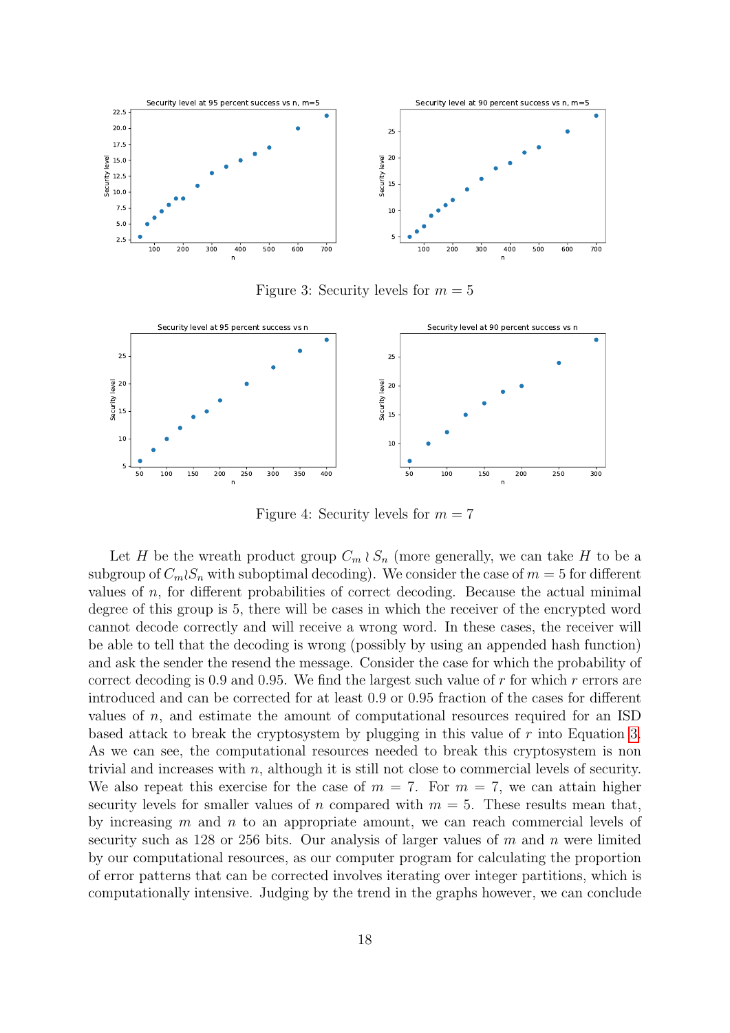Figure 3: Security levels for $m = 5$

Figure 4: Security levels for $m = 7$

Let $H$ be the wreath product group $C_m \wr S_n$ (more generally, we can take $H$ to be a subgroup of $C_m \wr S_n$ with suboptimal decoding). We consider the case of $m = 5$ for different values of $n$, for different probabilities of correct decoding. Because the actual minimal degree of this group is 5, there will be cases in which the receiver of the encrypted word cannot decode correctly and will receive a wrong word. In these cases, the receiver will be able to tell that the decoding is wrong (possibly by using an appended hash function) and ask the sender the resend the message. Consider the case for which the probability of correct decoding is 0.9 and 0.95. We find the largest such value of $r$ for which $r$ errors are introduced and can be corrected for at least 0.9 or 0.95 fraction of the cases for different values of $n$, and estimate the amount of computational resources required for an ISD based attack to break the cryptosystem by plugging in this value of $r$ into Equation 3. As we can see, the computational resources needed to break this cryptosystem is non trivial and increases with $n$, although it is still not close to commercial levels of security. We also repeat this exercise for the case of $m = 7$. For $m = 7$, we can attain higher security levels for smaller values of $n$ compared with $m = 5$. These results mean that, by increasing $m$ and $n$ to an appropriate amount, we can reach commercial levels of security such as 128 or 256 bits. Our analysis of larger values of $m$ and $n$ were limited by our computational resources, as our computer program for calculating the proportion of error patterns that can be corrected involves iterating over integer partitions, which is computationally intensive. Judging by the trend in the graphs however, we can conclude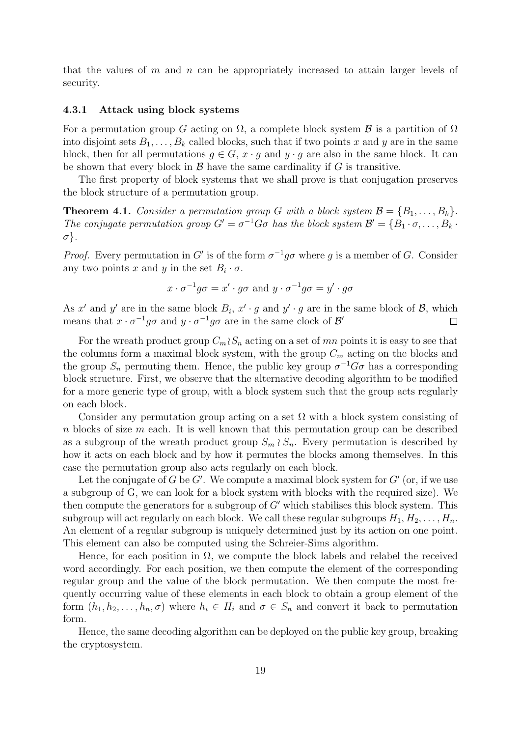that the values of $m$ and $n$ can be appropriately increased to attain larger levels of security.

### 4.3.1 Attack using block systems

For a permutation group $G$ acting on $\Omega$, a complete block system $\mathcal{B}$ is a partition of $\Omega$ into disjoint sets $B_1, \ldots, B_k$ called blocks, such that if two points $x$ and $y$ are in the same block, then for all permutations $g \in G$, $x \cdot g$ and $y \cdot g$ are also in the same block. It can be shown that every block in $\mathcal{B}$ have the same cardinality if $G$ is transitive.

The first property of block systems that we shall prove is that conjugation preserves the block structure of a permutation group.

**Theorem 4.1.** *Consider a permutation group $G$ with a block system $\mathcal{B} = \{B_1, \ldots, B_k\}$. The conjugate permutation group $G' = \sigma^{-1} G \sigma$ has the block system $\mathcal{B}' = \{B_1 \cdot \sigma, \ldots, B_k \cdot \sigma\}$.*

*Proof.* Every permutation in $G'$ is of the form $\sigma^{-1} g \sigma$ where $g$ is a member of $G$. Consider any two points $x$ and $y$ in the set $B_i \cdot \sigma$.

$$x \cdot \sigma^{-1} g \sigma = x' \cdot g \sigma \text{ and } y \cdot \sigma^{-1} g \sigma = y' \cdot g \sigma$$

As $x'$ and $y'$ are in the same block $B_i$, $x' \cdot g$ and $y' \cdot g$ are in the same block of $\mathcal{B}$, which means that $x \cdot \sigma^{-1} g \sigma$ and $y \cdot \sigma^{-1} g \sigma$ are in the same clock of $\mathcal{B}'$ ∎

For the wreath product group $C_m \wr S_n$ acting on a set of $mn$ points it is easy to see that the columns form a maximal block system, with the group $C_m$ acting on the blocks and the group $S_n$ permuting them. Hence, the public key group $\sigma^{-1} G \sigma$ has a corresponding block structure. First, we observe that the alternative decoding algorithm to be modified for a more generic type of group, with a block system such that the group acts regularly on each block.

Consider any permutation group acting on a set $\Omega$ with a block system consisting of $n$ blocks of size $m$ each. It is well known that this permutation group can be described as a subgroup of the wreath product group $S_m \wr S_n$. Every permutation is described by how it acts on each block and by how it permutes the blocks among themselves. In this case the permutation group also acts regularly on each block.

Let the conjugate of $G$ be $G'$. We compute a maximal block system for $G'$ (or, if we use a subgroup of G, we can look for a block system with blocks with the required size). We then compute the generators for a subgroup of $G'$ which stabilises this block system. This subgroup will act regularly on each block. We call these regular subgroups $H_1, H_2, \ldots, H_n$. An element of a regular subgroup is uniquely determined just by its action on one point. This element can also be computed using the Schreier-Sims algorithm.

Hence, for each position in $\Omega$, we compute the block labels and relabel the received word accordingly. For each position, we then compute the element of the corresponding regular group and the value of the block permutation. We then compute the most frequently occurring value of these elements in each block to obtain a group element of the form $(h_1, h_2, \ldots, h_n, \sigma)$ where $h_i \in H_i$ and $\sigma \in S_n$ and convert it back to permutation form.

Hence, the same decoding algorithm can be deployed on the public key group, breaking the cryptosystem.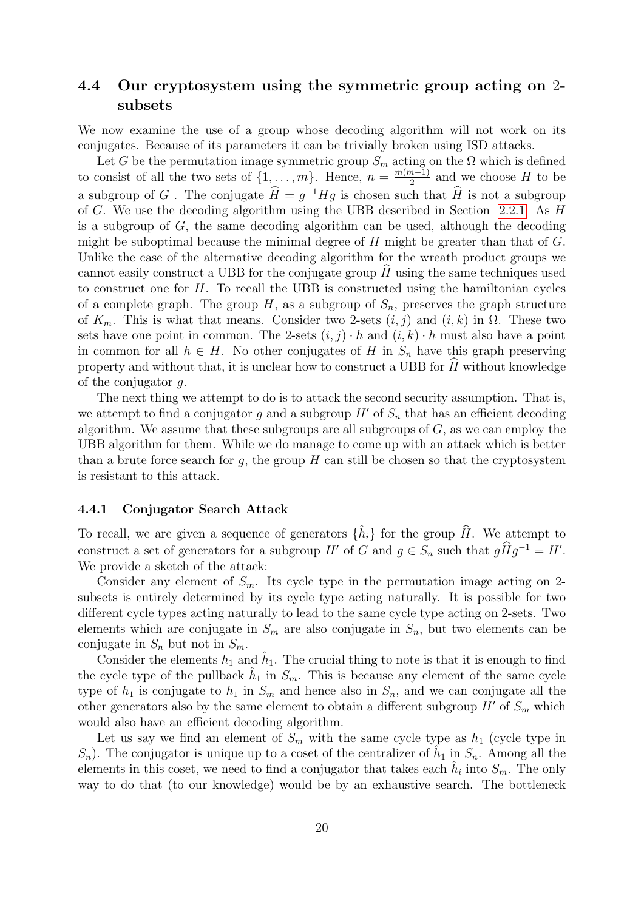## 4.4 Our cryptosystem using the symmetric group acting on 2-subsets

We now examine the use of a group whose decoding algorithm will not work on its conjugates. Because of its parameters it can be trivially broken using ISD attacks.

Let $G$ be the permutation image symmetric group $S_m$ acting on the $\Omega$ which is defined to consist of all the two sets of $\{1, \dots, m\}$. Hence, $n = \frac{m(m-1)}{2}$ and we choose $H$ to be a subgroup of $G$. The conjugate $\widehat{H} = g^{-1}Hg$ is chosen such that $\widehat{H}$ is not a subgroup of $G$. We use the decoding algorithm using the UBB described in Section 2.2.1. As $H$ is a subgroup of $G$, the same decoding algorithm can be used, although the decoding might be suboptimal because the minimal degree of $H$ might be greater than that of $G$. Unlike the case of the alternative decoding algorithm for the wreath product groups we cannot easily construct a UBB for the conjugate group $\widehat{H}$ using the same techniques used to construct one for $H$. To recall the UBB is constructed using the hamiltonian cycles of a complete graph. The group $H$, as a subgroup of $S_n$, preserves the graph structure of $K_m$. This is what that means. Consider two 2-sets $(i, j)$ and $(i, k)$ in $\Omega$. These two sets have one point in common. The 2-sets $(i, j) \cdot h$ and $(i, k) \cdot h$ must also have a point in common for all $h \in H$. No other conjugates of $H$ in $S_n$ have this graph preserving property and without that, it is unclear how to construct a UBB for $\widehat{H}$ without knowledge of the conjugator $g$.

The next thing we attempt to do is to attack the second security assumption. That is, we attempt to find a conjugator $g$ and a subgroup $H'$ of $S_n$ that has an efficient decoding algorithm. We assume that these subgroups are all subgroups of $G$, as we can employ the UBB algorithm for them. While we do manage to come up with an attack which is better than a brute force search for $g$, the group $H$ can still be chosen so that the cryptosystem is resistant to this attack.

### 4.4.1 Conjugator Search Attack

To recall, we are given a sequence of generators $\{\hat{h}_i\}$ for the group $\widehat{H}$. We attempt to construct a set of generators for a subgroup $H'$ of $G$ and $g \in S_n$ such that $g\widehat{H}g^{-1} = H'$. We provide a sketch of the attack:

Consider any element of $S_m$. Its cycle type in the permutation image acting on 2-subsets is entirely determined by its cycle type acting naturally. It is possible for two different cycle types acting naturally to lead to the same cycle type acting on 2-sets. Two elements which are conjugate in $S_m$ are also conjugate in $S_n$, but two elements can be conjugate in $S_n$ but not in $S_m$.

Consider the elements $h_1$ and $\hat{h}_1$. The crucial thing to note is that it is enough to find the cycle type of the pullback $\hat{h}_1$ in $S_m$. This is because any element of the same cycle type of $h_1$ is conjugate to $h_1$ in $S_m$ and hence also in $S_n$, and we can conjugate all the other generators also by the same element to obtain a different subgroup $H'$ of $S_m$ which would also have an efficient decoding algorithm.

Let us say we find an element of $S_m$ with the same cycle type as $h_1$ (cycle type in $S_n$). The conjugator is unique up to a coset of the centralizer of $\hat{h}_1$ in $S_n$. Among all the elements in this coset, we need to find a conjugator that takes each $\hat{h}_i$ into $S_m$. The only way to do that (to our knowledge) would be by an exhaustive search. The bottleneck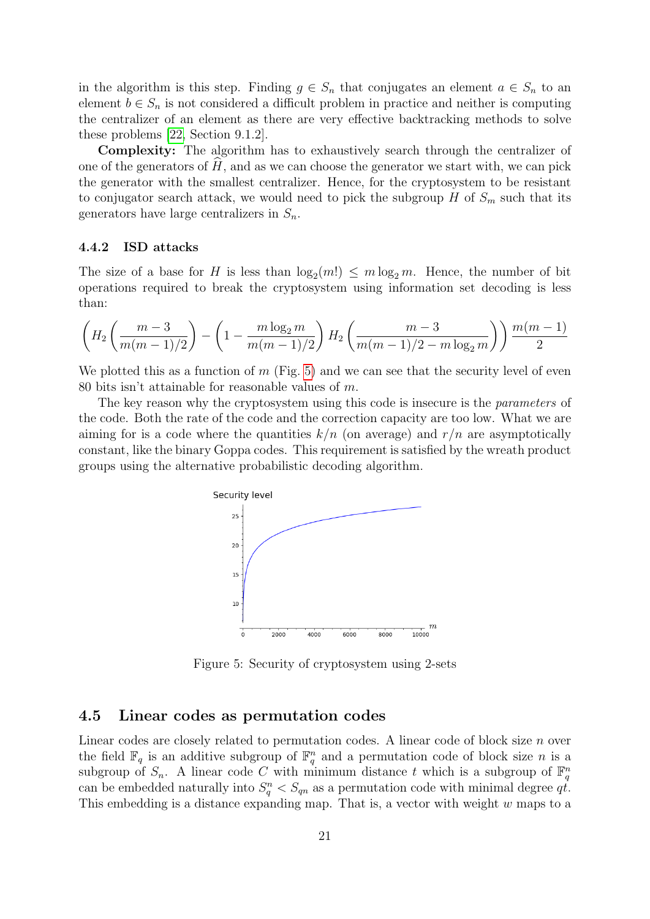in the algorithm is this step. Finding $g \in S_n$ that conjugates an element $a \in S_n$ to an element $b \in S_n$ is not considered a difficult problem in practice and neither is computing the centralizer of an element as there are very effective backtracking methods to solve these problems [22, Section 9.1.2].

**Complexity:** The algorithm has to exhaustively search through the centralizer of one of the generators of $\widehat{H}$, and as we can choose the generator we start with, we can pick the generator with the smallest centralizer. Hence, for the cryptosystem to be resistant to conjugator search attack, we would need to pick the subgroup $H$ of $S_m$ such that its generators have large centralizers in $S_n$.

### 4.4.2 ISD attacks

The size of a base for $H$ is less than $\log_2(m!) \leq m \log_2 m$. Hence, the number of bit operations required to break the cryptosystem using information set decoding is less than:

$$\left(H_2\left(\frac{m-3}{m(m-1)/2}\right) - \left(1 - \frac{m\log_2 m}{m(m-1)/2}\right) H_2\left(\frac{m-3}{m(m-1)/2 - m\log_2 m}\right)\right) \frac{m(m-1)}{2}$$

We plotted this as a function of $m$ (Fig. 5) and we can see that the security level of even 80 bits isn't attainable for reasonable values of $m$.

The key reason why the cryptosystem using this code is insecure is the *parameters* of the code. Both the rate of the code and the correction capacity are too low. What we are aiming for is a code where the quantities $k/n$ (on average) and $r/n$ are asymptotically constant, like the binary Goppa codes. This requirement is satisfied by the wreath product groups using the alternative probabilistic decoding algorithm.

Figure 5: Security of cryptosystem using 2-sets

## 4.5 Linear codes as permutation codes

Linear codes are closely related to permutation codes. A linear code of block size $n$ over the field $\mathbb{F}_q$ is an additive subgroup of $\mathbb{F}_q^n$ and a permutation code of block size $n$ is a subgroup of $S_n$. A linear code $C$ with minimum distance $t$ which is a subgroup of $\mathbb{F}_q^n$ can be embedded naturally into $S_q^n < S_{qn}$ as a permutation code with minimal degree $qt$. This embedding is a distance expanding map. That is, a vector with weight $w$ maps to a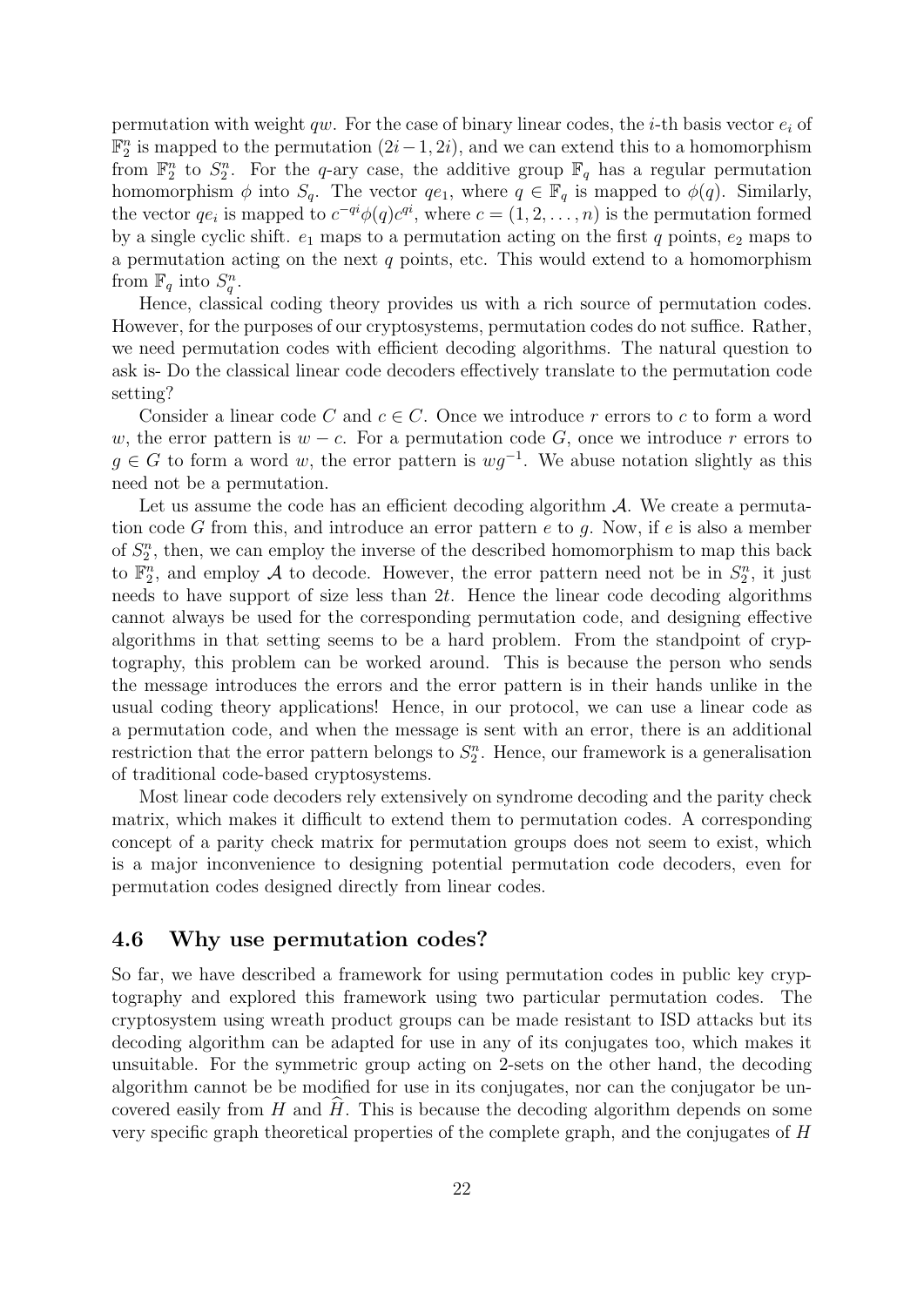permutation with weight $qw$. For the case of binary linear codes, the $i$-th basis vector $e_i$ of $\mathbb{F}_2^n$ is mapped to the permutation $(2i-1, 2i)$, and we can extend this to a homomorphism from $\mathbb{F}_2^n$ to $S_2^n$. For the $q$-ary case, the additive group $\mathbb{F}_q$ has a regular permutation homomorphism $\phi$ into $S_q$. The vector $qe_1$, where $q \in \mathbb{F}_q$ is mapped to $\phi(q)$. Similarly, the vector $qe_i$ is mapped to $c^{-qi}\phi(q)c^{qi}$, where $c = (1, 2, \ldots, n)$ is the permutation formed by a single cyclic shift. $e_1$ maps to a permutation acting on the first $q$ points, $e_2$ maps to a permutation acting on the next $q$ points, etc. This would extend to a homomorphism from $\mathbb{F}_q$ into $S_q^n$.

Hence, classical coding theory provides us with a rich source of permutation codes. However, for the purposes of our cryptosystems, permutation codes do not suffice. Rather, we need permutation codes with efficient decoding algorithms. The natural question to ask is- Do the classical linear code decoders effectively translate to the permutation code setting?

Consider a linear code $C$ and $c \in C$. Once we introduce $r$ errors to $c$ to form a word $w$, the error pattern is $w - c$. For a permutation code $G$, once we introduce $r$ errors to $g \in G$ to form a word $w$, the error pattern is $wg^{-1}$. We abuse notation slightly as this need not be a permutation.

Let us assume the code has an efficient decoding algorithm $\mathcal{A}$. We create a permutation code $G$ from this, and introduce an error pattern $e$ to $g$. Now, if $e$ is also a member of $S_2^n$, then, we can employ the inverse of the described homomorphism to map this back to $\mathbb{F}_2^n$, and employ $\mathcal{A}$ to decode. However, the error pattern need not be in $S_2^n$, it just needs to have support of size less than $2t$. Hence the linear code decoding algorithms cannot always be used for the corresponding permutation code, and designing effective algorithms in that setting seems to be a hard problem. From the standpoint of cryptography, this problem can be worked around. This is because the person who sends the message introduces the errors and the error pattern is in their hands unlike in the usual coding theory applications! Hence, in our protocol, we can use a linear code as a permutation code, and when the message is sent with an error, there is an additional restriction that the error pattern belongs to $S_2^n$. Hence, our framework is a generalisation of traditional code-based cryptosystems.

Most linear code decoders rely extensively on syndrome decoding and the parity check matrix, which makes it difficult to extend them to permutation codes. A corresponding concept of a parity check matrix for permutation groups does not seem to exist, which is a major inconvenience to designing potential permutation code decoders, even for permutation codes designed directly from linear codes.

### 4.6 Why use permutation codes?

So far, we have described a framework for using permutation codes in public key cryptography and explored this framework using two particular permutation codes. The cryptosystem using wreath product groups can be made resistant to ISD attacks but its decoding algorithm can be adapted for use in any of its conjugates too, which makes it unsuitable. For the symmetric group acting on 2-sets on the other hand, the decoding algorithm cannot be be modified for use in its conjugates, nor can the conjugator be uncovered easily from $H$ and $\widehat{H}$. This is because the decoding algorithm depends on some very specific graph theoretical properties of the complete graph, and the conjugates of $H$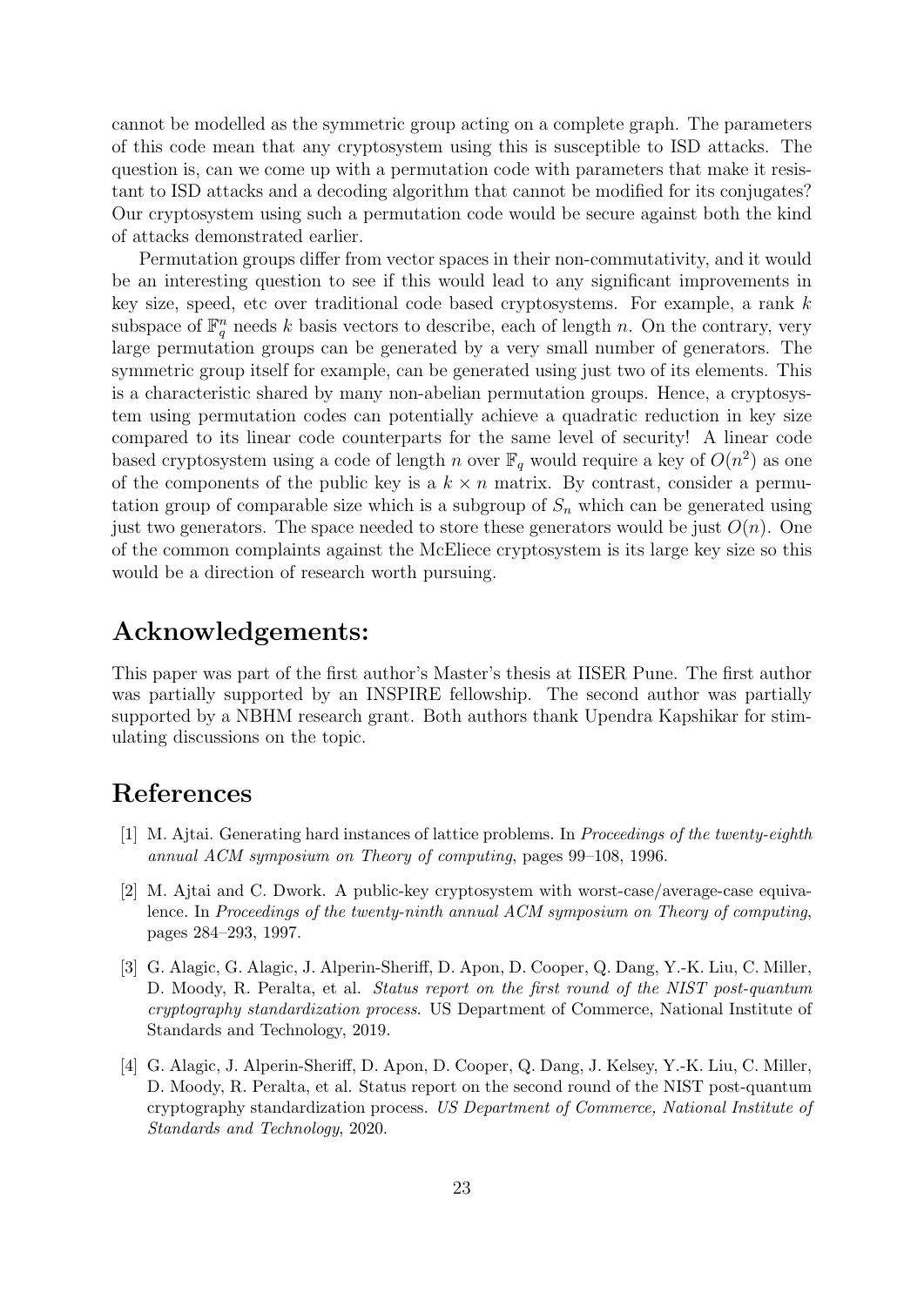cannot be modelled as the symmetric group acting on a complete graph. The parameters of this code mean that any cryptosystem using this is susceptible to ISD attacks. The question is, can we come up with a permutation code with parameters that make it resistant to ISD attacks and a decoding algorithm that cannot be modified for its conjugates? Our cryptosystem using such a permutation code would be secure against both the kind of attacks demonstrated earlier.

Permutation groups differ from vector spaces in their non-commutativity, and it would be an interesting question to see if this would lead to any significant improvements in key size, speed, etc over traditional code based cryptosystems. For example, a rank $k$ subspace of $\mathbb{F}_q^n$ needs $k$ basis vectors to describe, each of length $n$. On the contrary, very large permutation groups can be generated by a very small number of generators. The symmetric group itself for example, can be generated using just two of its elements. This is a characteristic shared by many non-abelian permutation groups. Hence, a cryptosystem using permutation codes can potentially achieve a quadratic reduction in key size compared to its linear code counterparts for the same level of security! A linear code based cryptosystem using a code of length $n$ over $\mathbb{F}_q$ would require a key of $O(n^2)$ as one of the components of the public key is a $k \times n$ matrix. By contrast, consider a permutation group of comparable size which is a subgroup of $S_n$ which can be generated using just two generators. The space needed to store these generators would be just $O(n)$. One of the common complaints against the McEliece cryptosystem is its large key size so this would be a direction of research worth pursuing.

## Acknowledgements:

This paper was part of the first author's Master's thesis at IISER Pune. The first author was partially supported by an INSPIRE fellowship. The second author was partially supported by a NBHM research grant. Both authors thank Upendra Kapshikar for stimulating discussions on the topic.

## References

[1] M. Ajtai. Generating hard instances of lattice problems. In *Proceedings of the twenty-eighth annual ACM symposium on Theory of computing*, pages 99–108, 1996.

[2] M. Ajtai and C. Dwork. A public-key cryptosystem with worst-case/average-case equivalence. In *Proceedings of the twenty-ninth annual ACM symposium on Theory of computing*, pages 284–293, 1997.

[3] G. Alagic, G. Alagic, J. Alperin-Sheriff, D. Apon, D. Cooper, Q. Dang, Y.-K. Liu, C. Miller, D. Moody, R. Peralta, et al. *Status report on the first round of the NIST post-quantum cryptography standardization process*. US Department of Commerce, National Institute of Standards and Technology, 2019.

[4] G. Alagic, J. Alperin-Sheriff, D. Apon, D. Cooper, Q. Dang, J. Kelsey, Y.-K. Liu, C. Miller, D. Moody, R. Peralta, et al. Status report on the second round of the NIST post-quantum cryptography standardization process. *US Department of Commerce, National Institute of Standards and Technology*, 2020.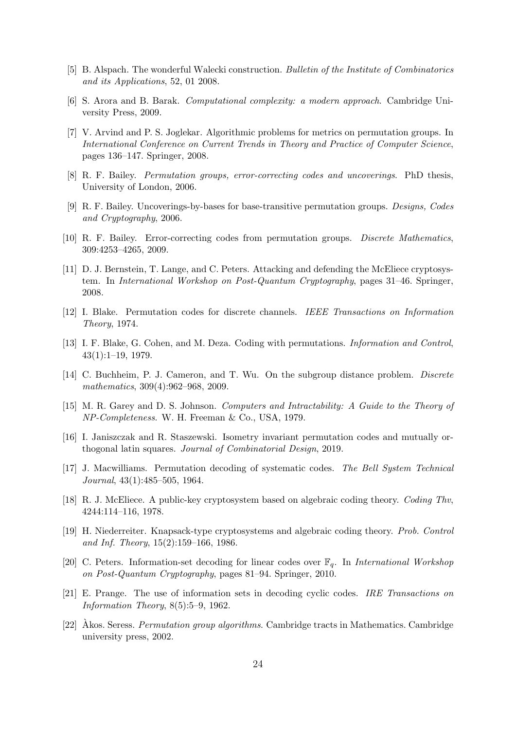[5] B. Alspach. The wonderful Walecki construction. *Bulletin of the Institute of Combinatorics and its Applications*, 52, 01 2008.

[6] S. Arora and B. Barak. *Computational complexity: a modern approach*. Cambridge University Press, 2009.

[7] V. Arvind and P. S. Joglekar. Algorithmic problems for metrics on permutation groups. In *International Conference on Current Trends in Theory and Practice of Computer Science*, pages 136–147. Springer, 2008.

[8] R. F. Bailey. *Permutation groups, error-correcting codes and uncoverings*. PhD thesis, University of London, 2006.

[9] R. F. Bailey. Uncoverings-by-bases for base-transitive permutation groups. *Designs, Codes and Cryptography*, 2006.

[10] R. F. Bailey. Error-correcting codes from permutation groups. *Discrete Mathematics*, 309:4253–4265, 2009.

[11] D. J. Bernstein, T. Lange, and C. Peters. Attacking and defending the McEliece cryptosystem. In *International Workshop on Post-Quantum Cryptography*, pages 31–46. Springer, 2008.

[12] I. Blake. Permutation codes for discrete channels. *IEEE Transactions on Information Theory*, 1974.

[13] I. F. Blake, G. Cohen, and M. Deza. Coding with permutations. *Information and Control*, 43(1):1–19, 1979.

[14] C. Buchheim, P. J. Cameron, and T. Wu. On the subgroup distance problem. *Discrete mathematics*, 309(4):962–968, 2009.

[15] M. R. Garey and D. S. Johnson. *Computers and Intractability: A Guide to the Theory of NP-Completeness*. W. H. Freeman & Co., USA, 1979.

[16] I. Janiszczak and R. Staszewski. Isometry invariant permutation codes and mutually orthogonal latin squares. *Journal of Combinatorial Design*, 2019.

[17] J. Macwilliams. Permutation decoding of systematic codes. *The Bell System Technical Journal*, 43(1):485–505, 1964.

[18] R. J. McEliece. A public-key cryptosystem based on algebraic coding theory. *Coding Thv*, 4244:114–116, 1978.

[19] H. Niederreiter. Knapsack-type cryptosystems and algebraic coding theory. *Prob. Control and Inf. Theory*, 15(2):159–166, 1986.

[20] C. Peters. Information-set decoding for linear codes over $\mathbb{F}_q$. In *International Workshop on Post-Quantum Cryptography*, pages 81–94. Springer, 2010.

[21] E. Prange. The use of information sets in decoding cyclic codes. *IRE Transactions on Information Theory*, 8(5):5–9, 1962.

[22] Àkos. Seress. *Permutation group algorithms*. Cambridge tracts in Mathematics. Cambridge university press, 2002.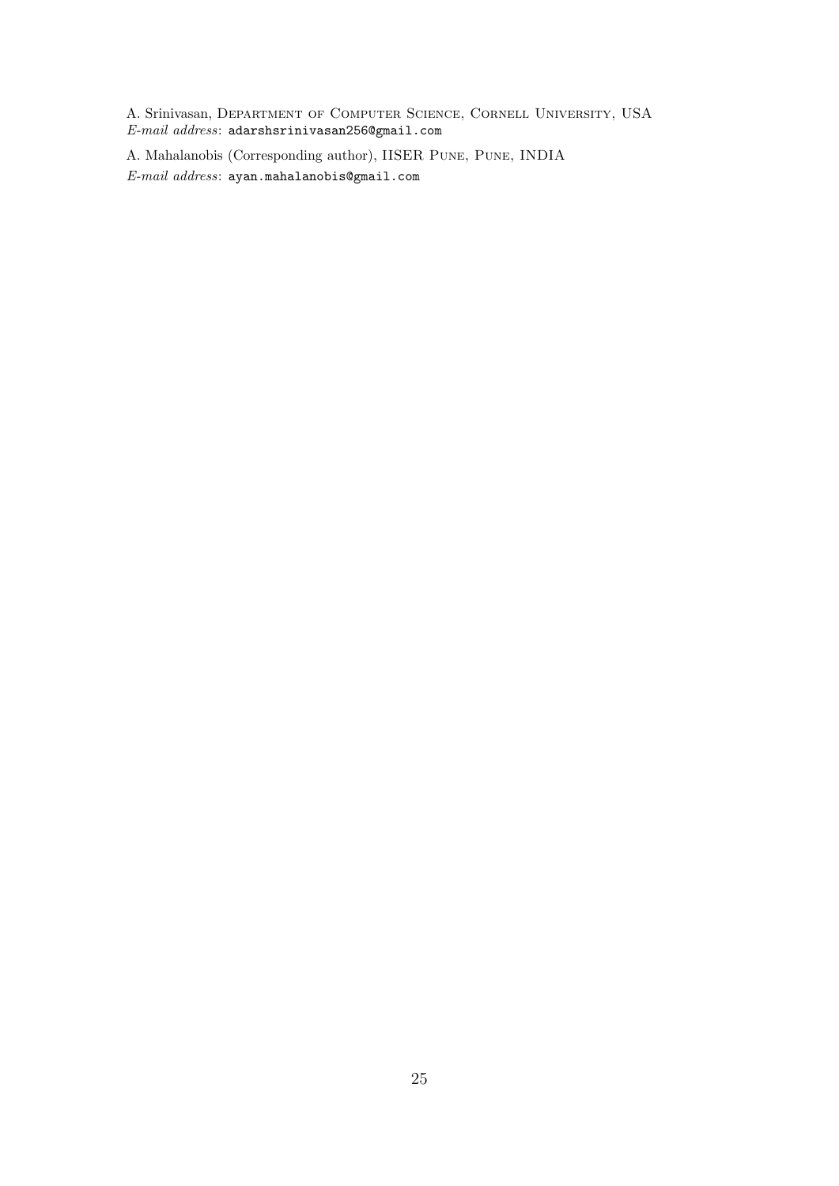A. Srinivasan, Department of Computer Science, Cornell University, USA
*E-mail address*: adarshsrinivasan256@gmail.com

A. Mahalanobis (Corresponding author), IISER Pune, Pune, INDIA
*E-mail address*: ayan.mahalanobis@gmail.com